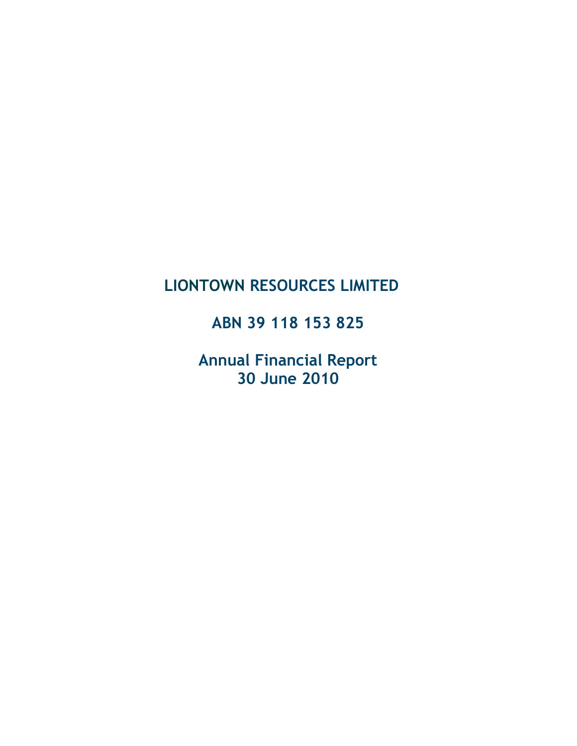# LIONTOWN RESOURCES LIMITED

## ABN 39 118 153 825

## Annual Financial Report
## 30 June 2010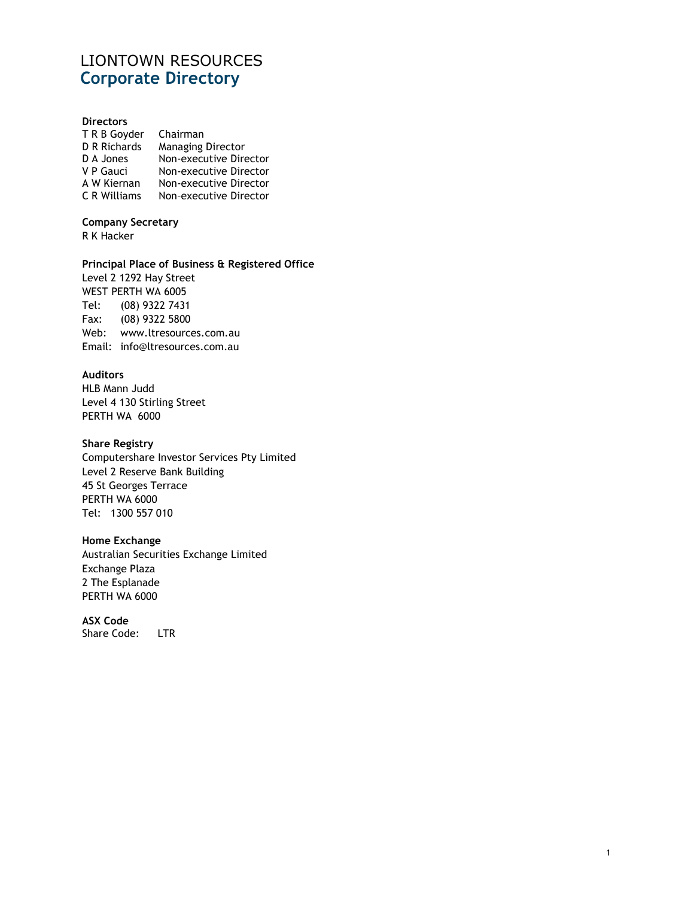# LIONTOWN RESOURCES
## Corporate Directory

**Directors**

| | |
|---|---|
| T R B Goyder | Chairman |
| D R Richards | Managing Director |
| D A Jones | Non-executive Director |
| V P Gauci | Non-executive Director |
| A W Kiernan | Non-executive Director |
| C R Williams | Non-executive Director |

**Company Secretary**
R K Hacker

**Principal Place of Business & Registered Office**
Level 2 1292 Hay Street
WEST PERTH WA 6005
Tel: (08) 9322 7431
Fax: (08) 9322 5800
Web: www.ltresources.com.au
Email: info@ltresources.com.au

**Auditors**
HLB Mann Judd
Level 4 130 Stirling Street
PERTH WA 6000

**Share Registry**
Computershare Investor Services Pty Limited
Level 2 Reserve Bank Building
45 St Georges Terrace
PERTH WA 6000
Tel: 1300 557 010

**Home Exchange**
Australian Securities Exchange Limited
Exchange Plaza
2 The Esplanade
PERTH WA 6000

**ASX Code**
Share Code: LTR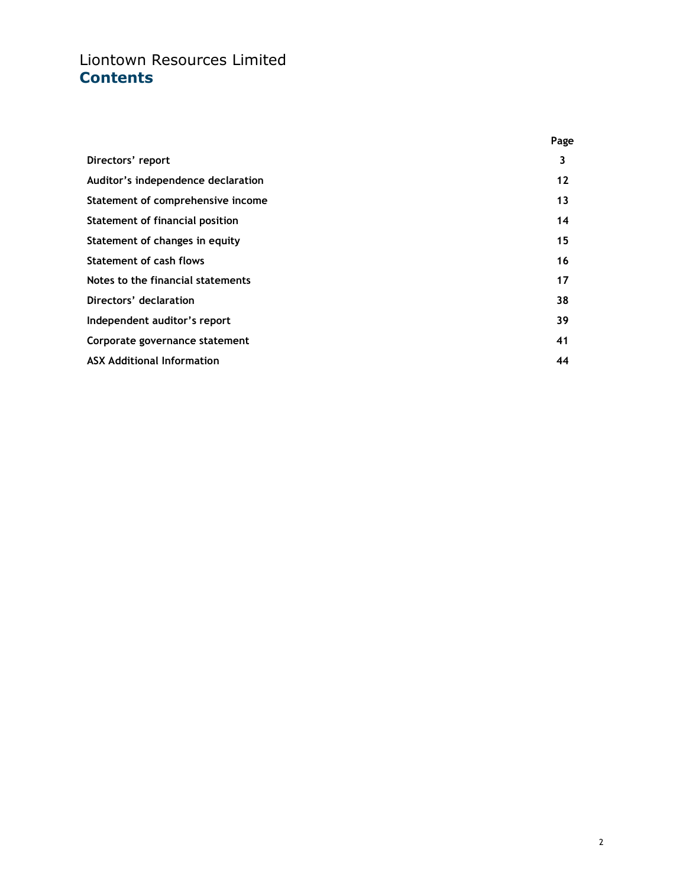# Liontown Resources Limited
## Contents

| | Page |
|---|---|
| **Directors' report** | **3** |
| **Auditor's independence declaration** | **12** |
| **Statement of comprehensive income** | **13** |
| **Statement of financial position** | **14** |
| **Statement of changes in equity** | **15** |
| **Statement of cash flows** | **16** |
| **Notes to the financial statements** | **17** |
| **Directors' declaration** | **38** |
| **Independent auditor's report** | **39** |
| **Corporate governance statement** | **41** |
| **ASX Additional Information** | **44** |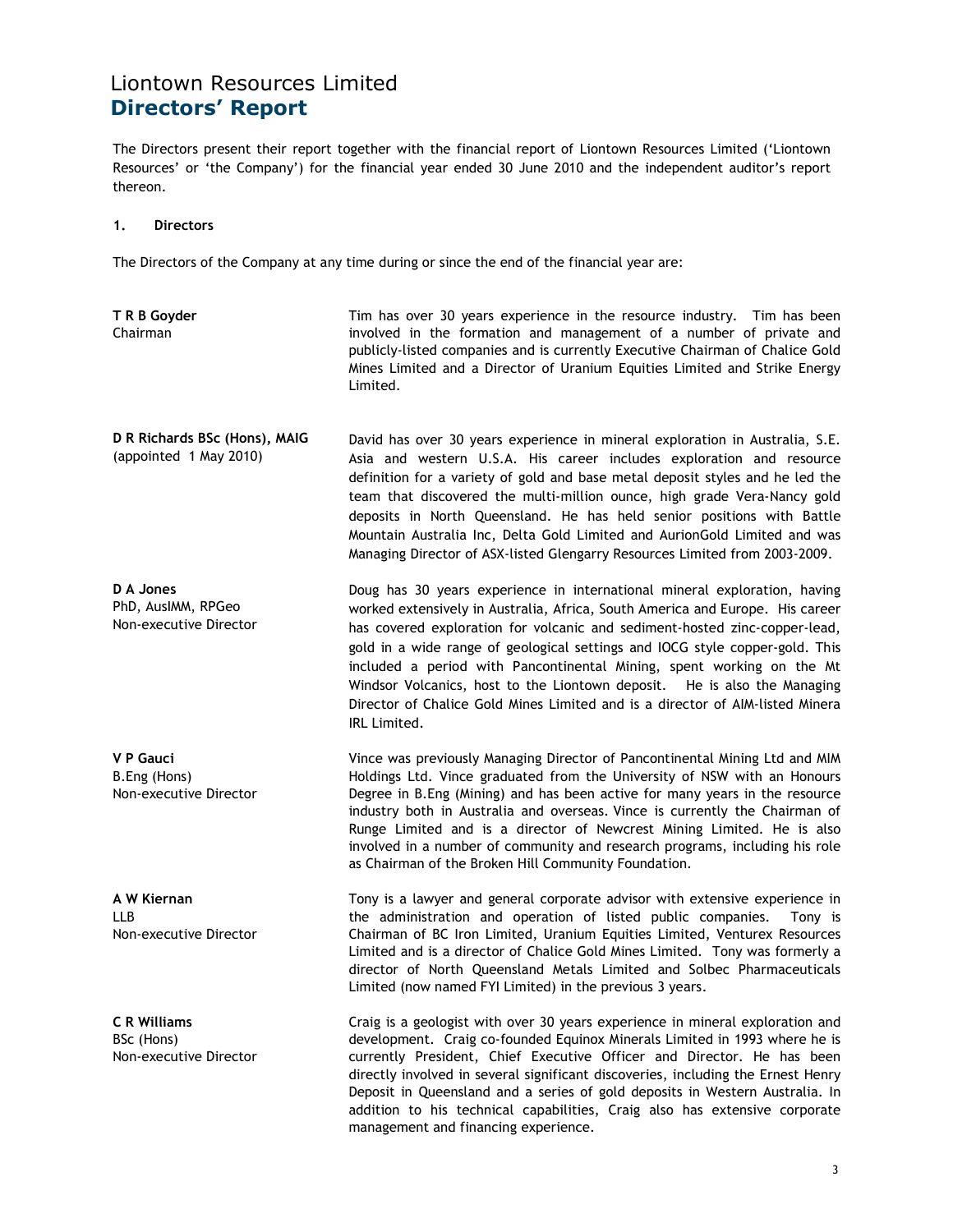# Liontown Resources Limited
## Directors' Report

The Directors present their report together with the financial report of Liontown Resources Limited ('Liontown Resources' or 'the Company') for the financial year ended 30 June 2010 and the independent auditor's report thereon.

### 1. Directors

The Directors of the Company at any time during or since the end of the financial year are:

**T R B Goyder**
Chairman

Tim has over 30 years experience in the resource industry. Tim has been involved in the formation and management of a number of private and publicly-listed companies and is currently Executive Chairman of Chalice Gold Mines Limited and a Director of Uranium Equities Limited and Strike Energy Limited.

**D R Richards BSc (Hons), MAIG**
(appointed 1 May 2010)

David has over 30 years experience in mineral exploration in Australia, S.E. Asia and western U.S.A. His career includes exploration and resource definition for a variety of gold and base metal deposit styles and he led the team that discovered the multi-million ounce, high grade Vera-Nancy gold deposits in North Queensland. He has held senior positions with Battle Mountain Australia Inc, Delta Gold Limited and AurionGold Limited and was Managing Director of ASX-listed Glengarry Resources Limited from 2003-2009.

**D A Jones**
PhD, AusIMM, RPGeo
Non-executive Director

Doug has 30 years experience in international mineral exploration, having worked extensively in Australia, Africa, South America and Europe. His career has covered exploration for volcanic and sediment-hosted zinc-copper-lead, gold in a wide range of geological settings and IOCG style copper-gold. This included a period with Pancontinental Mining, spent working on the Mt Windsor Volcanics, host to the Liontown deposit. He is also the Managing Director of Chalice Gold Mines Limited and is a director of AIM-listed Minera IRL Limited.

**V P Gauci**
B.Eng (Hons)
Non-executive Director

Vince was previously Managing Director of Pancontinental Mining Ltd and MIM Holdings Ltd. Vince graduated from the University of NSW with an Honours Degree in B.Eng (Mining) and has been active for many years in the resource industry both in Australia and overseas. Vince is currently the Chairman of Runge Limited and is a director of Newcrest Mining Limited. He is also involved in a number of community and research programs, including his role as Chairman of the Broken Hill Community Foundation.

**A W Kiernan**
LLB
Non-executive Director

Tony is a lawyer and general corporate advisor with extensive experience in the administration and operation of listed public companies. Tony is Chairman of BC Iron Limited, Uranium Equities Limited, Venturex Resources Limited and is a director of Chalice Gold Mines Limited. Tony was formerly a director of North Queensland Metals Limited and Solbec Pharmaceuticals Limited (now named FYI Limited) in the previous 3 years.

**C R Williams**
BSc (Hons)
Non-executive Director

Craig is a geologist with over 30 years experience in mineral exploration and development. Craig co-founded Equinox Minerals Limited in 1993 where he is currently President, Chief Executive Officer and Director. He has been directly involved in several significant discoveries, including the Ernest Henry Deposit in Queensland and a series of gold deposits in Western Australia. In addition to his technical capabilities, Craig also has extensive corporate management and financing experience.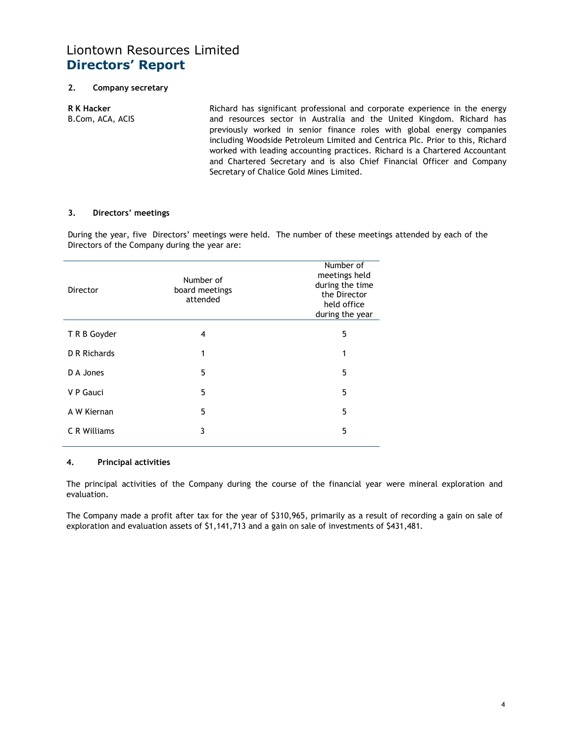# Liontown Resources Limited
## Directors' Report

### 2. Company secretary

**R K Hacker**
B.Com, ACA, ACIS

Richard has significant professional and corporate experience in the energy and resources sector in Australia and the United Kingdom. Richard has previously worked in senior finance roles with global energy companies including Woodside Petroleum Limited and Centrica Plc. Prior to this, Richard worked with leading accounting practices. Richard is a Chartered Accountant and Chartered Secretary and is also Chief Financial Officer and Company Secretary of Chalice Gold Mines Limited.

### 3. Directors' meetings

During the year, five Directors' meetings were held. The number of these meetings attended by each of the Directors of the Company during the year are:

| Director | Number of board meetings attended | Number of meetings held during the time the Director held office during the year |
|---|---|---|
| T R B Goyder | 4 | 5 |
| D R Richards | 1 | 1 |
| D A Jones | 5 | 5 |
| V P Gauci | 5 | 5 |
| A W Kiernan | 5 | 5 |
| C R Williams | 3 | 5 |

### 4. Principal activities

The principal activities of the Company during the course of the financial year were mineral exploration and evaluation.

The Company made a profit after tax for the year of $310,965, primarily as a result of recording a gain on sale of exploration and evaluation assets of $1,141,713 and a gain on sale of investments of $431,481.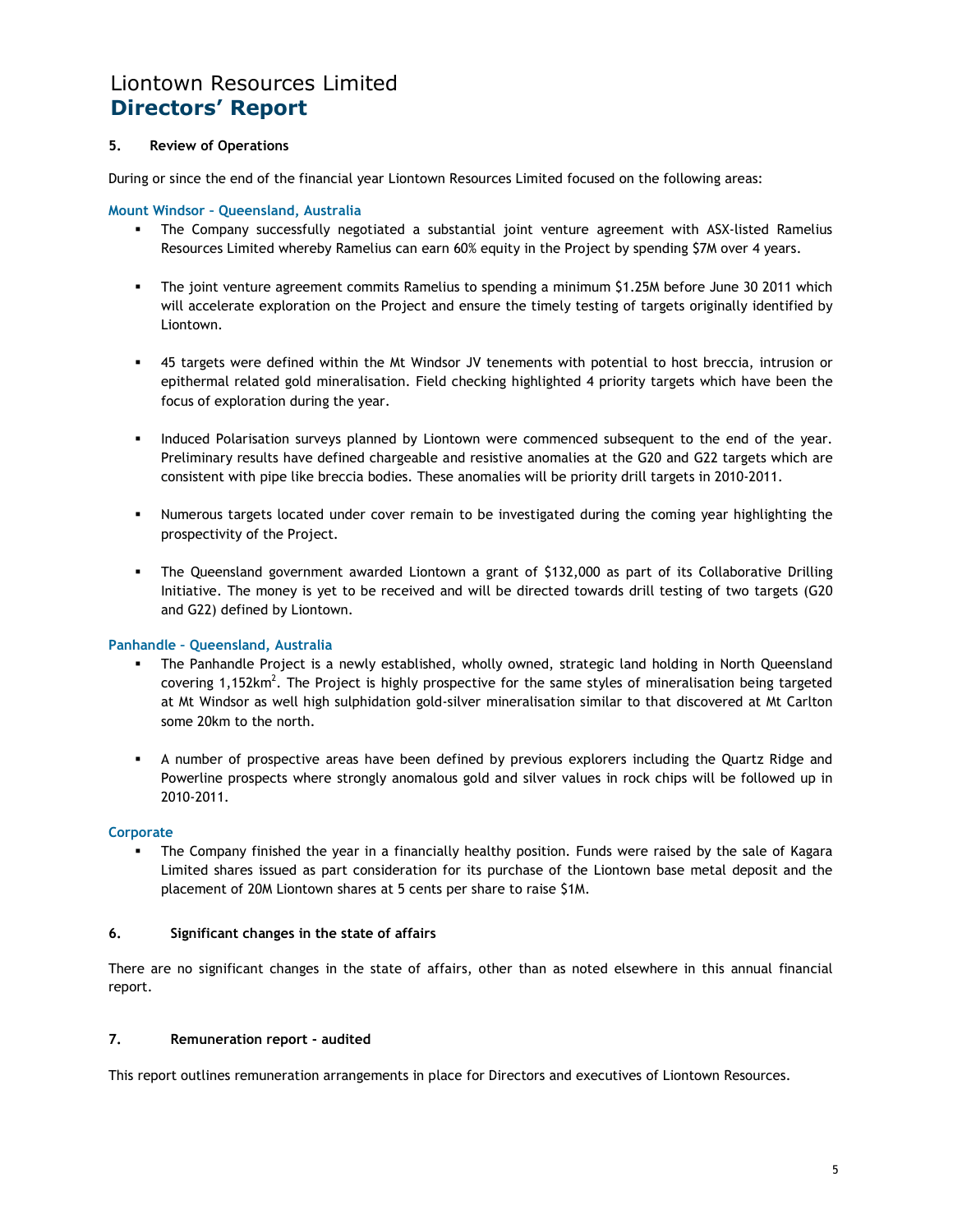# Liontown Resources Limited
## Directors' Report

### 5. Review of Operations

During or since the end of the financial year Liontown Resources Limited focused on the following areas:

**Mount Windsor – Queensland, Australia**

- The Company successfully negotiated a substantial joint venture agreement with ASX-listed Ramelius Resources Limited whereby Ramelius can earn 60% equity in the Project by spending $7M over 4 years.
- The joint venture agreement commits Ramelius to spending a minimum $1.25M before June 30 2011 which will accelerate exploration on the Project and ensure the timely testing of targets originally identified by Liontown.
- 45 targets were defined within the Mt Windsor JV tenements with potential to host breccia, intrusion or epithermal related gold mineralisation. Field checking highlighted 4 priority targets which have been the focus of exploration during the year.
- Induced Polarisation surveys planned by Liontown were commenced subsequent to the end of the year. Preliminary results have defined chargeable and resistive anomalies at the G20 and G22 targets which are consistent with pipe like breccia bodies. These anomalies will be priority drill targets in 2010-2011.
- Numerous targets located under cover remain to be investigated during the coming year highlighting the prospectivity of the Project.
- The Queensland government awarded Liontown a grant of $132,000 as part of its Collaborative Drilling Initiative. The money is yet to be received and will be directed towards drill testing of two targets (G20 and G22) defined by Liontown.

**Panhandle – Queensland, Australia**

- The Panhandle Project is a newly established, wholly owned, strategic land holding in North Queensland covering 1,152km$^2$. The Project is highly prospective for the same styles of mineralisation being targeted at Mt Windsor as well high sulphidation gold-silver mineralisation similar to that discovered at Mt Carlton some 20km to the north.
- A number of prospective areas have been defined by previous explorers including the Quartz Ridge and Powerline prospects where strongly anomalous gold and silver values in rock chips will be followed up in 2010-2011.

**Corporate**

- The Company finished the year in a financially healthy position. Funds were raised by the sale of Kagara Limited shares issued as part consideration for its purchase of the Liontown base metal deposit and the placement of 20M Liontown shares at 5 cents per share to raise $1M.

### 6. Significant changes in the state of affairs

There are no significant changes in the state of affairs, other than as noted elsewhere in this annual financial report.

### 7. Remuneration report - audited

This report outlines remuneration arrangements in place for Directors and executives of Liontown Resources.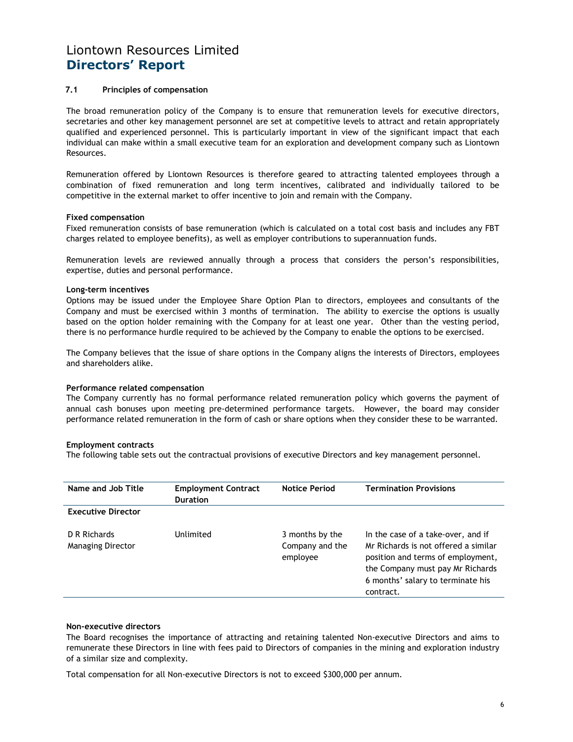# Liontown Resources Limited
## Directors' Report

### 7.1 Principles of compensation

The broad remuneration policy of the Company is to ensure that remuneration levels for executive directors, secretaries and other key management personnel are set at competitive levels to attract and retain appropriately qualified and experienced personnel. This is particularly important in view of the significant impact that each individual can make within a small executive team for an exploration and development company such as Liontown Resources.

Remuneration offered by Liontown Resources is therefore geared to attracting talented employees through a combination of fixed remuneration and long term incentives, calibrated and individually tailored to be competitive in the external market to offer incentive to join and remain with the Company.

**Fixed compensation**
Fixed remuneration consists of base remuneration (which is calculated on a total cost basis and includes any FBT charges related to employee benefits), as well as employer contributions to superannuation funds.

Remuneration levels are reviewed annually through a process that considers the person's responsibilities, expertise, duties and personal performance.

**Long-term incentives**
Options may be issued under the Employee Share Option Plan to directors, employees and consultants of the Company and must be exercised within 3 months of termination. The ability to exercise the options is usually based on the option holder remaining with the Company for at least one year. Other than the vesting period, there is no performance hurdle required to be achieved by the Company to enable the options to be exercised.

The Company believes that the issue of share options in the Company aligns the interests of Directors, employees and shareholders alike.

**Performance related compensation**
The Company currently has no formal performance related remuneration policy which governs the payment of annual cash bonuses upon meeting pre-determined performance targets. However, the board may consider performance related remuneration in the form of cash or share options when they consider these to be warranted.

**Employment contracts**
The following table sets out the contractual provisions of executive Directors and key management personnel.

| Name and Job Title | Employment Contract Duration | Notice Period | Termination Provisions |
|---|---|---|---|
| **Executive Director** | | | |
| D R Richards<br>Managing Director | Unlimited | 3 months by the Company and the employee | In the case of a take-over, and if Mr Richards is not offered a similar position and terms of employment, the Company must pay Mr Richards 6 months' salary to terminate his contract. |

**Non-executive directors**
The Board recognises the importance of attracting and retaining talented Non-executive Directors and aims to remunerate these Directors in line with fees paid to Directors of companies in the mining and exploration industry of a similar size and complexity.

Total compensation for all Non-executive Directors is not to exceed $300,000 per annum.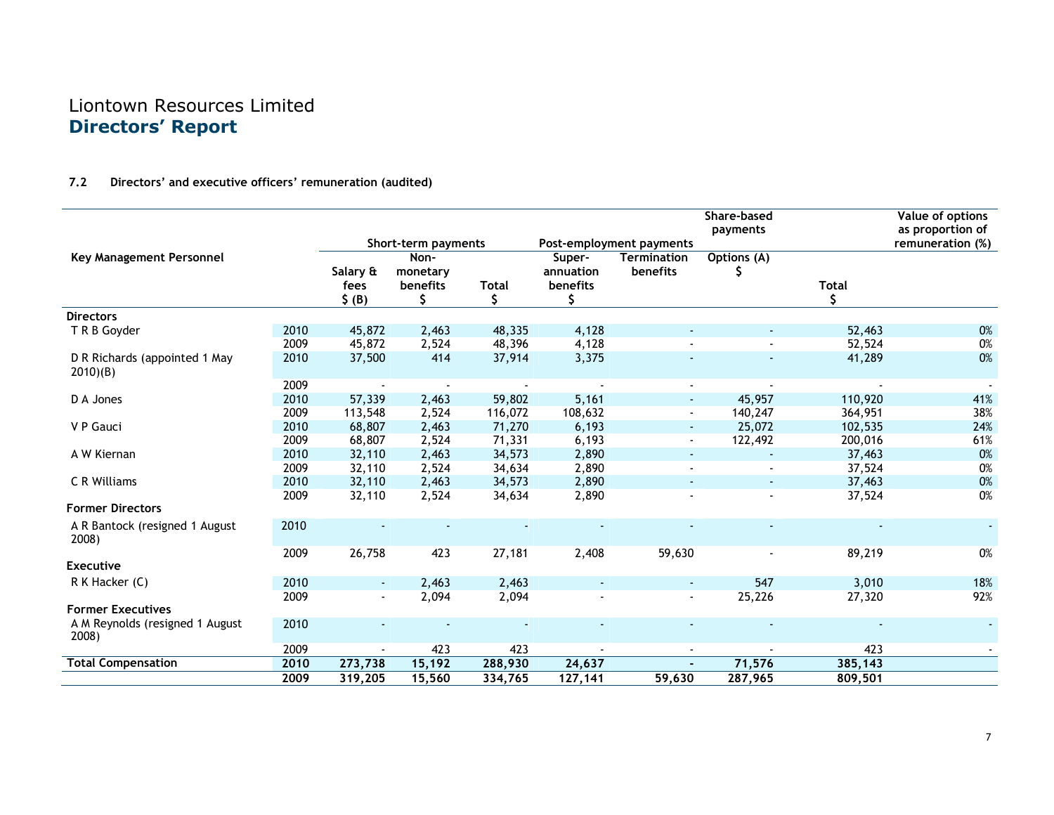Liontown Resources Limited
**Directors' Report**

**7.2 Directors' and executive officers' remuneration (audited)**

| Key Management Personnel | | Short-term payments | | | Post-employment payments | | Share-based payments | | Value of options as proportion of remuneration (%) |
|---|---|---|---|---|---|---|---|---|---|
| | | Salary & fees $ (B) | Non-monetary benefits $ | Total $ | Super-annuation benefits $ | Termination benefits | Options (A) $ | Total $ | |
| **Directors** | | | | | | | | | |
| T R B Goyder | 2010 | 45,872 | 2,463 | 48,335 | 4,128 | - | - | 52,463 | 0% |
| | 2009 | 45,872 | 2,524 | 48,396 | 4,128 | - | - | 52,524 | 0% |
| D R Richards (appointed 1 May 2010)(B) | 2010 | 37,500 | 414 | 37,914 | 3,375 | - | - | 41,289 | 0% |
| | 2009 | - | - | - | - | - | - | - | - |
| D A Jones | 2010 | 57,339 | 2,463 | 59,802 | 5,161 | - | 45,957 | 110,920 | 41% |
| | 2009 | 113,548 | 2,524 | 116,072 | 108,632 | - | 140,247 | 364,951 | 38% |
| V P Gauci | 2010 | 68,807 | 2,463 | 71,270 | 6,193 | - | 25,072 | 102,535 | 24% |
| | 2009 | 68,807 | 2,524 | 71,331 | 6,193 | - | 122,492 | 200,016 | 61% |
| A W Kiernan | 2010 | 32,110 | 2,463 | 34,573 | 2,890 | - | - | 37,463 | 0% |
| | 2009 | 32,110 | 2,524 | 34,634 | 2,890 | - | - | 37,524 | 0% |
| C R Williams | 2010 | 32,110 | 2,463 | 34,573 | 2,890 | - | - | 37,463 | 0% |
| | 2009 | 32,110 | 2,524 | 34,634 | 2,890 | - | - | 37,524 | 0% |
| **Former Directors** | | | | | | | | | |
| A R Bantock (resigned 1 August 2008) | 2010 | - | - | - | - | - | - | - | - |
| | 2009 | 26,758 | 423 | 27,181 | 2,408 | 59,630 | - | 89,219 | 0% |
| **Executive** | | | | | | | | | |
| R K Hacker (C) | 2010 | - | 2,463 | 2,463 | - | - | 547 | 3,010 | 18% |
| | 2009 | - | 2,094 | 2,094 | - | - | 25,226 | 27,320 | 92% |
| **Former Executives** | | | | | | | | | |
| A M Reynolds (resigned 1 August 2008) | 2010 | - | - | - | - | - | - | - | - |
| | 2009 | - | 423 | 423 | - | - | - | 423 | - |
| **Total Compensation** | **2010** | **273,738** | **15,192** | **288,930** | **24,637** | **-** | **71,576** | **385,143** | |
| | **2009** | **319,205** | **15,560** | **334,765** | **127,141** | **59,630** | **287,965** | **809,501** | |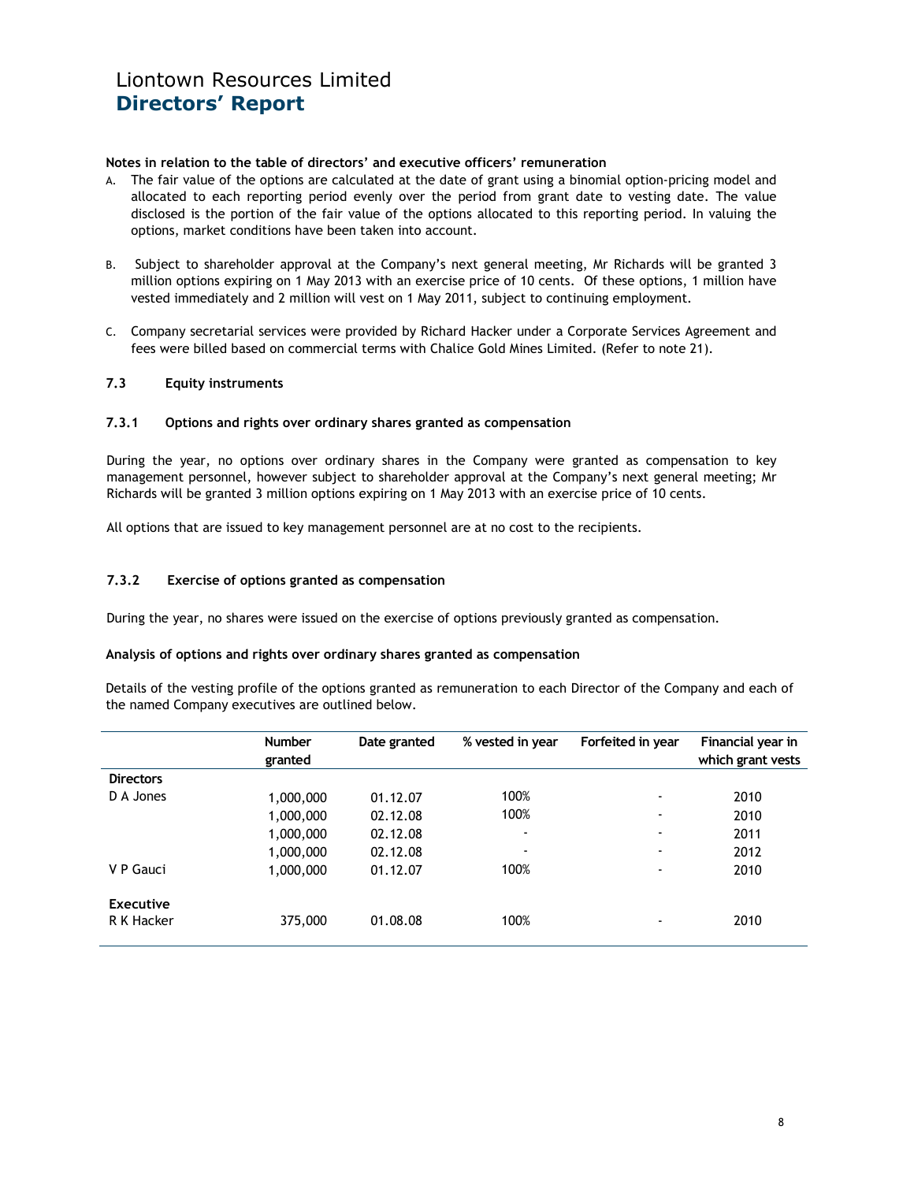**Notes in relation to the table of directors' and executive officers' remuneration**

A. The fair value of the options are calculated at the date of grant using a binomial option-pricing model and allocated to each reporting period evenly over the period from grant date to vesting date. The value disclosed is the portion of the fair value of the options allocated to this reporting period. In valuing the options, market conditions have been taken into account.

B. Subject to shareholder approval at the Company's next general meeting, Mr Richards will be granted 3 million options expiring on 1 May 2013 with an exercise price of 10 cents. Of these options, 1 million have vested immediately and 2 million will vest on 1 May 2011, subject to continuing employment.

C. Company secretarial services were provided by Richard Hacker under a Corporate Services Agreement and fees were billed based on commercial terms with Chalice Gold Mines Limited. (Refer to note 21).

### 7.3 Equity instruments

#### 7.3.1 Options and rights over ordinary shares granted as compensation

During the year, no options over ordinary shares in the Company were granted as compensation to key management personnel, however subject to shareholder approval at the Company's next general meeting; Mr Richards will be granted 3 million options expiring on 1 May 2013 with an exercise price of 10 cents.

All options that are issued to key management personnel are at no cost to the recipients.

#### 7.3.2 Exercise of options granted as compensation

During the year, no shares were issued on the exercise of options previously granted as compensation.

**Analysis of options and rights over ordinary shares granted as compensation**

Details of the vesting profile of the options granted as remuneration to each Director of the Company and each of the named Company executives are outlined below.

| | Number granted | Date granted | % vested in year | Forfeited in year | Financial year in which grant vests |
|---|---|---|---|---|---|
| **Directors** | | | | | |
| D A Jones | 1,000,000 | 01.12.07 | 100% | - | 2010 |
| | 1,000,000 | 02.12.08 | 100% | - | 2010 |
| | 1,000,000 | 02.12.08 | - | - | 2011 |
| | 1,000,000 | 02.12.08 | - | - | 2012 |
| V P Gauci | 1,000,000 | 01.12.07 | 100% | - | 2010 |
| **Executive** | | | | | |
| R K Hacker | 375,000 | 01.08.08 | 100% | - | 2010 |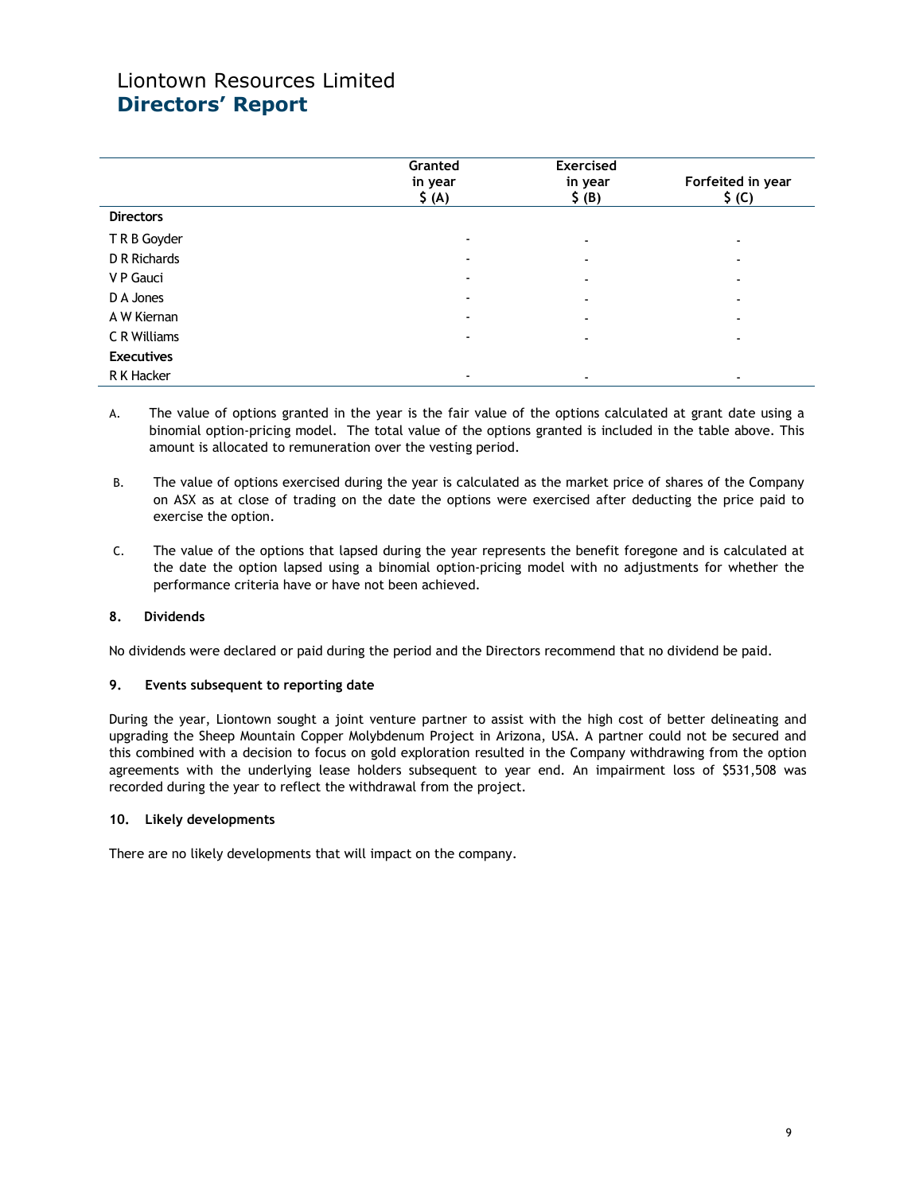| | Granted in year $ (A) | Exercised in year $ (B) | Forfeited in year $ (C) |
|---|---|---|---|
| **Directors** | | | |
| T R B Goyder | - | - | - |
| D R Richards | - | - | - |
| V P Gauci | - | - | - |
| D A Jones | - | - | - |
| A W Kiernan | - | - | - |
| C R Williams | - | - | - |
| **Executives** | | | |
| R K Hacker | - | - | - |

A. The value of options granted in the year is the fair value of the options calculated at grant date using a binomial option-pricing model. The total value of the options granted is included in the table above. This amount is allocated to remuneration over the vesting period.

B. The value of options exercised during the year is calculated as the market price of shares of the Company on ASX as at close of trading on the date the options were exercised after deducting the price paid to exercise the option.

C. The value of the options that lapsed during the year represents the benefit foregone and is calculated at the date the option lapsed using a binomial option-pricing model with no adjustments for whether the performance criteria have or have not been achieved.

### 8. Dividends

No dividends were declared or paid during the period and the Directors recommend that no dividend be paid.

### 9. Events subsequent to reporting date

During the year, Liontown sought a joint venture partner to assist with the high cost of better delineating and upgrading the Sheep Mountain Copper Molybdenum Project in Arizona, USA. A partner could not be secured and this combined with a decision to focus on gold exploration resulted in the Company withdrawing from the option agreements with the underlying lease holders subsequent to year end. An impairment loss of $531,508 was recorded during the year to reflect the withdrawal from the project.

### 10. Likely developments

There are no likely developments that will impact on the company.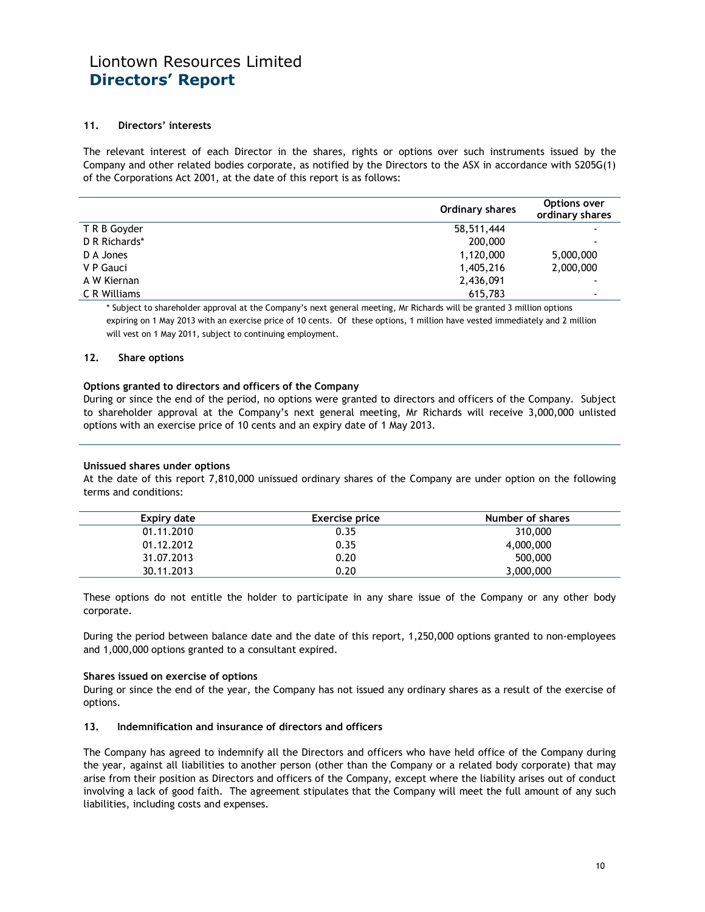# Liontown Resources Limited
## Directors' Report

### 11. Directors' interests

The relevant interest of each Director in the shares, rights or options over such instruments issued by the Company and other related bodies corporate, as notified by the Directors to the ASX in accordance with S205G(1) of the Corporations Act 2001, at the date of this report is as follows:

| | Ordinary shares | Options over ordinary shares |
|---|---|---|
| T R B Goyder | 58,511,444 | - |
| D R Richards* | 200,000 | - |
| D A Jones | 1,120,000 | 5,000,000 |
| V P Gauci | 1,405,216 | 2,000,000 |
| A W Kiernan | 2,436,091 | - |
| C R Williams | 615,783 | - |

\* Subject to shareholder approval at the Company's next general meeting, Mr Richards will be granted 3 million options expiring on 1 May 2013 with an exercise price of 10 cents. Of these options, 1 million have vested immediately and 2 million will vest on 1 May 2011, subject to continuing employment.

### 12. Share options

**Options granted to directors and officers of the Company**

During or since the end of the period, no options were granted to directors and officers of the Company. Subject to shareholder approval at the Company's next general meeting, Mr Richards will receive 3,000,000 unlisted options with an exercise price of 10 cents and an expiry date of 1 May 2013.

**Unissued shares under options**

At the date of this report 7,810,000 unissued ordinary shares of the Company are under option on the following terms and conditions:

| Expiry date | Exercise price | Number of shares |
|---|---|---|
| 01.11.2010 | 0.35 | 310,000 |
| 01.12.2012 | 0.35 | 4,000,000 |
| 31.07.2013 | 0.20 | 500,000 |
| 30.11.2013 | 0.20 | 3,000,000 |

These options do not entitle the holder to participate in any share issue of the Company or any other body corporate.

During the period between balance date and the date of this report, 1,250,000 options granted to non-employees and 1,000,000 options granted to a consultant expired.

**Shares issued on exercise of options**

During or since the end of the year, the Company has not issued any ordinary shares as a result of the exercise of options.

### 13. Indemnification and insurance of directors and officers

The Company has agreed to indemnify all the Directors and officers who have held office of the Company during the year, against all liabilities to another person (other than the Company or a related body corporate) that may arise from their position as Directors and officers of the Company, except where the liability arises out of conduct involving a lack of good faith. The agreement stipulates that the Company will meet the full amount of any such liabilities, including costs and expenses.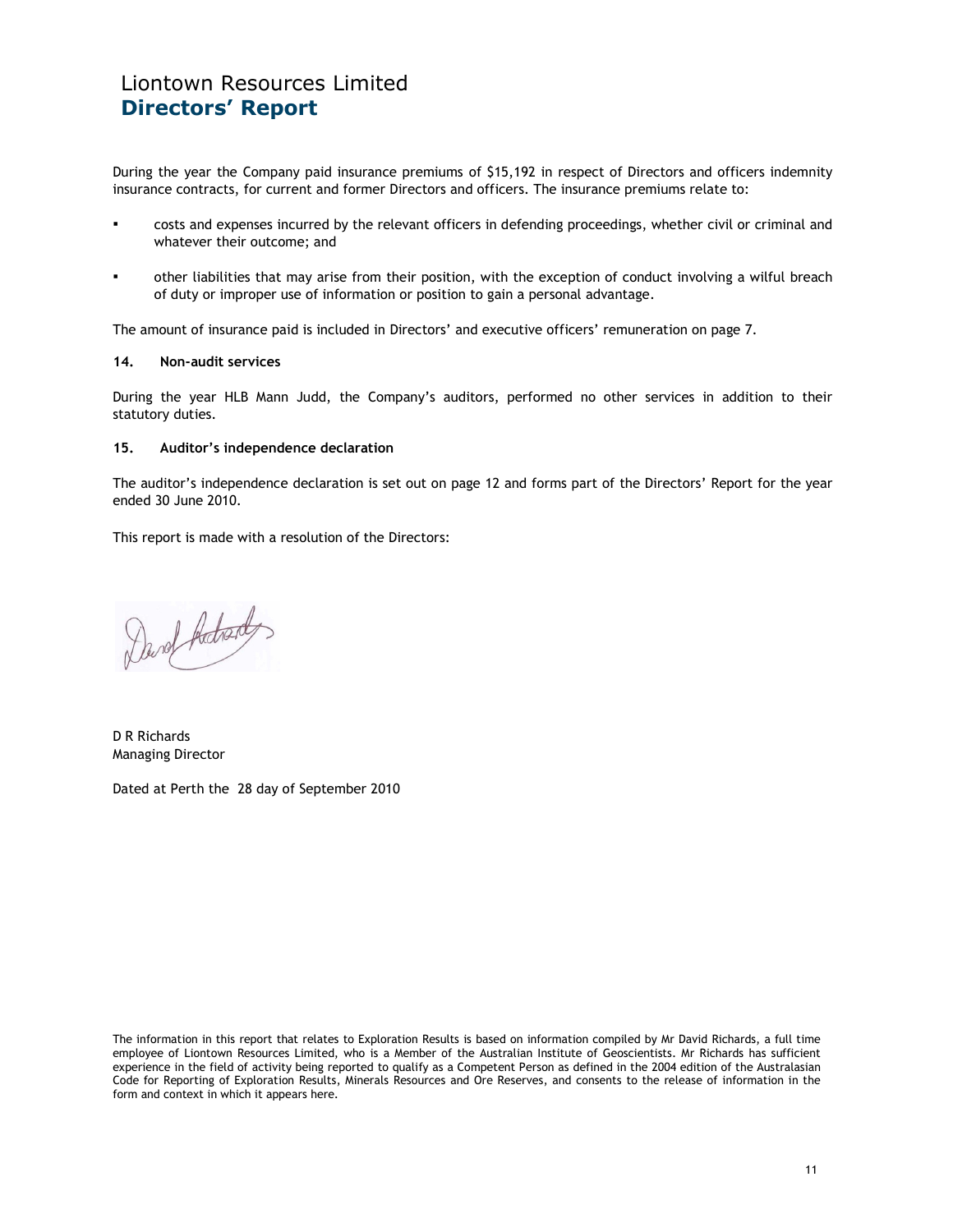# Liontown Resources Limited
## Directors' Report

During the year the Company paid insurance premiums of $15,192 in respect of Directors and officers indemnity insurance contracts, for current and former Directors and officers. The insurance premiums relate to:

- costs and expenses incurred by the relevant officers in defending proceedings, whether civil or criminal and whatever their outcome; and
- other liabilities that may arise from their position, with the exception of conduct involving a wilful breach of duty or improper use of information or position to gain a personal advantage.

The amount of insurance paid is included in Directors' and executive officers' remuneration on page 7.

**14. Non-audit services**

During the year HLB Mann Judd, the Company's auditors, performed no other services in addition to their statutory duties.

**15. Auditor's independence declaration**

The auditor's independence declaration is set out on page 12 and forms part of the Directors' Report for the year ended 30 June 2010.

This report is made with a resolution of the Directors:

D R Richards
Managing Director

Dated at Perth the 28 day of September 2010

The information in this report that relates to Exploration Results is based on information compiled by Mr David Richards, a full time employee of Liontown Resources Limited, who is a Member of the Australian Institute of Geoscientists. Mr Richards has sufficient experience in the field of activity being reported to qualify as a Competent Person as defined in the 2004 edition of the Australasian Code for Reporting of Exploration Results, Minerals Resources and Ore Reserves, and consents to the release of information in the form and context in which it appears here.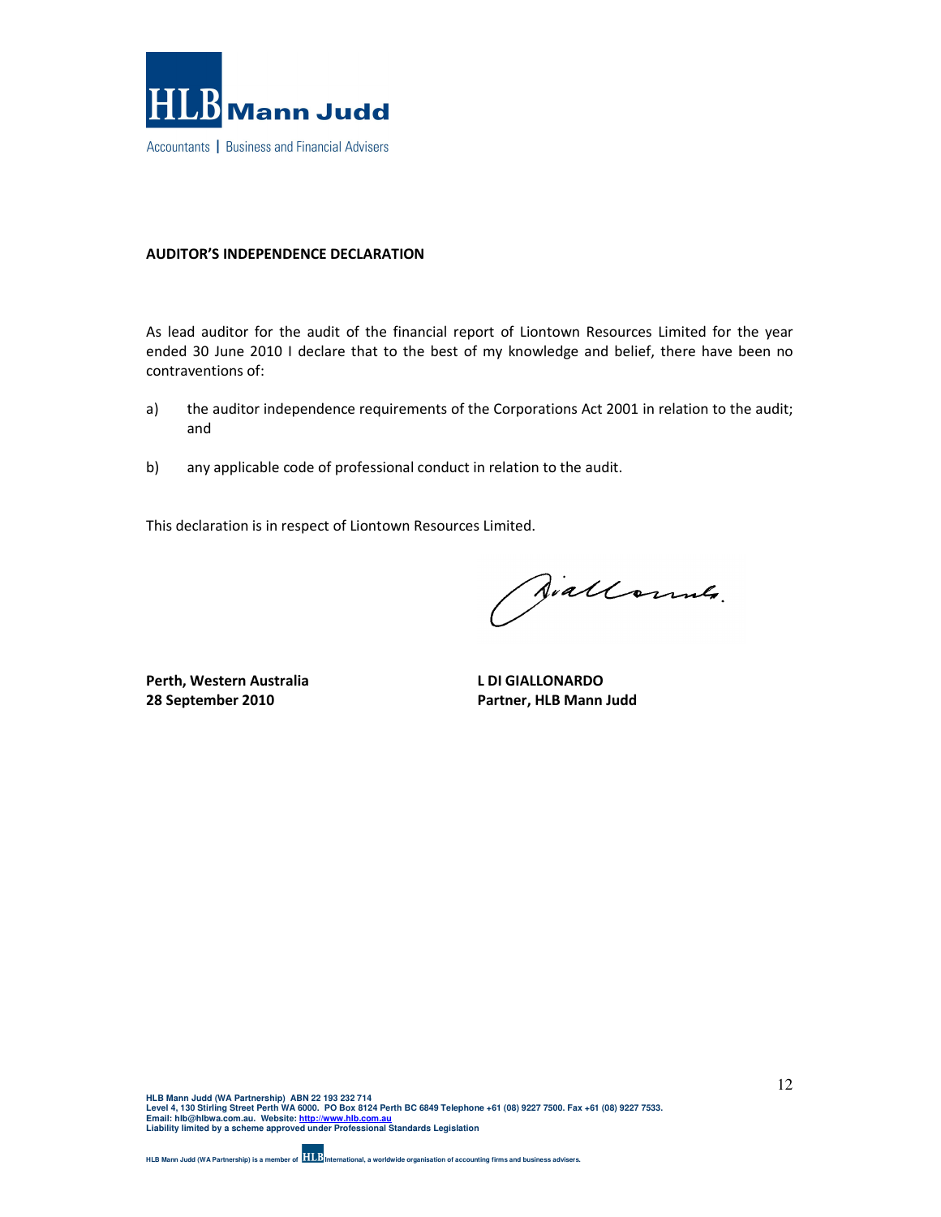HLB Mann Judd

Accountants | Business and Financial Advisers

**AUDITOR'S INDEPENDENCE DECLARATION**

As lead auditor for the audit of the financial report of Liontown Resources Limited for the year ended 30 June 2010 I declare that to the best of my knowledge and belief, there have been no contraventions of:

a) the auditor independence requirements of the Corporations Act 2001 in relation to the audit; and

b) any applicable code of professional conduct in relation to the audit.

This declaration is in respect of Liontown Resources Limited.

**Perth, Western Australia**
**28 September 2010**

**L DI GIALLONARDO**
**Partner, HLB Mann Judd**

HLB Mann Judd (WA Partnership) ABN 22 193 232 714
Level 4, 130 Stirling Street Perth WA 6000. PO Box 8124 Perth BC 6849 Telephone +61 (08) 9227 7500. Fax +61 (08) 9227 7533.
Email: hlb@hlbwa.com.au. Website: http://www.hlb.com.au
Liability limited by a scheme approved under Professional Standards Legislation

HLB Mann Judd (WA Partnership) is a member of HLB International, a worldwide organisation of accounting firms and business advisers.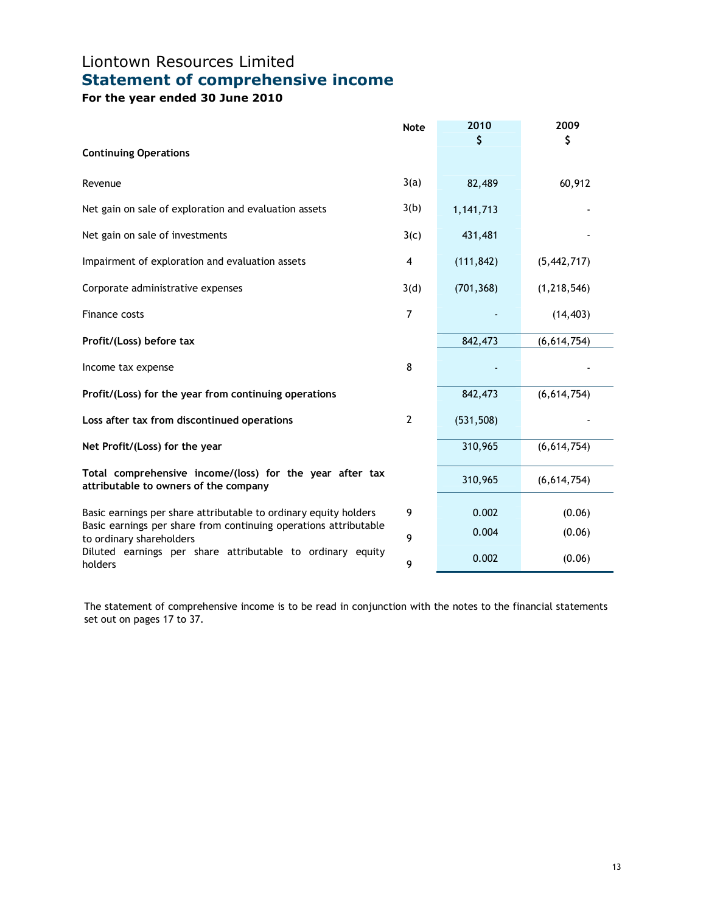# Liontown Resources Limited

## Statement of comprehensive income

### For the year ended 30 June 2010

| | Note | 2010<br>$ | 2009<br>$ |
|---|---|---|---|
| **Continuing Operations** | | | |
| Revenue | 3(a) | 82,489 | 60,912 |
| Net gain on sale of exploration and evaluation assets | 3(b) | 1,141,713 | - |
| Net gain on sale of investments | 3(c) | 431,481 | - |
| Impairment of exploration and evaluation assets | 4 | (111,842) | (5,442,717) |
| Corporate administrative expenses | 3(d) | (701,368) | (1,218,546) |
| Finance costs | 7 | - | (14,403) |
| **Profit/(Loss) before tax** | | 842,473 | (6,614,754) |
| Income tax expense | 8 | - | - |
| **Profit/(Loss) for the year from continuing operations** | | 842,473 | (6,614,754) |
| **Loss after tax from discontinued operations** | 2 | (531,508) | - |
| **Net Profit/(Loss) for the year** | | 310,965 | (6,614,754) |
| **Total comprehensive income/(loss) for the year after tax attributable to owners of the company** | | 310,965 | (6,614,754) |
| Basic earnings per share attributable to ordinary equity holders | 9 | 0.002 | (0.06) |
| Basic earnings per share from continuing operations attributable to ordinary shareholders | 9 | 0.004 | (0.06) |
| Diluted earnings per share attributable to ordinary equity holders | 9 | 0.002 | (0.06) |

The statement of comprehensive income is to be read in conjunction with the notes to the financial statements set out on pages 17 to 37.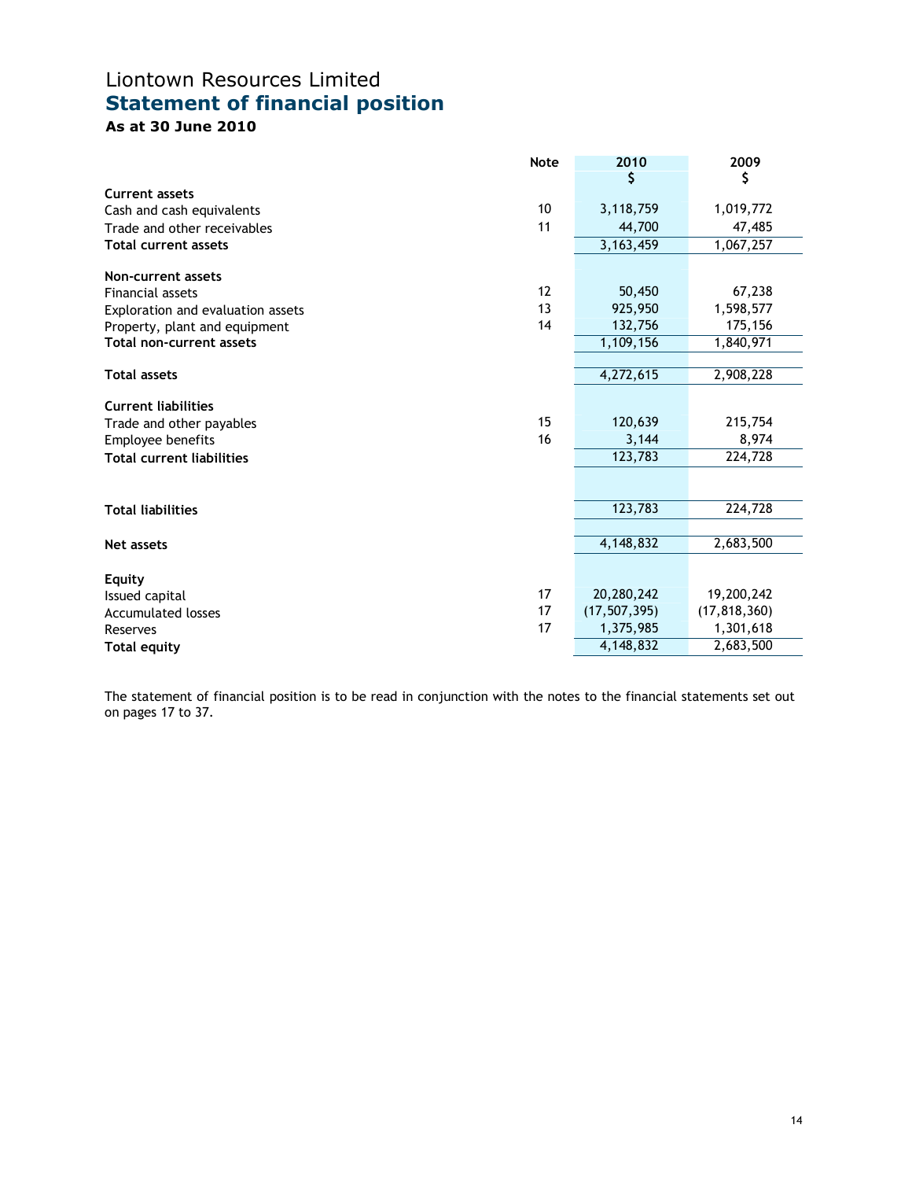# Liontown Resources Limited

## Statement of financial position

### As at 30 June 2010

| | Note | 2010<br>$ | 2009<br>$ |
|---|---|---|---|
| **Current assets** | | | |
| Cash and cash equivalents | 10 | 3,118,759 | 1,019,772 |
| Trade and other receivables | 11 | 44,700 | 47,485 |
| **Total current assets** | | 3,163,459 | 1,067,257 |
| | | | |
| **Non-current assets** | | | |
| Financial assets | 12 | 50,450 | 67,238 |
| Exploration and evaluation assets | 13 | 925,950 | 1,598,577 |
| Property, plant and equipment | 14 | 132,756 | 175,156 |
| **Total non-current assets** | | 1,109,156 | 1,840,971 |
| | | | |
| **Total assets** | | 4,272,615 | 2,908,228 |
| | | | |
| **Current liabilities** | | | |
| Trade and other payables | 15 | 120,639 | 215,754 |
| Employee benefits | 16 | 3,144 | 8,974 |
| **Total current liabilities** | | 123,783 | 224,728 |
| | | | |
| **Total liabilities** | | 123,783 | 224,728 |
| | | | |
| **Net assets** | | 4,148,832 | 2,683,500 |
| | | | |
| **Equity** | | | |
| Issued capital | 17 | 20,280,242 | 19,200,242 |
| Accumulated losses | 17 | (17,507,395) | (17,818,360) |
| Reserves | 17 | 1,375,985 | 1,301,618 |
| **Total equity** | | 4,148,832 | 2,683,500 |

The statement of financial position is to be read in conjunction with the notes to the financial statements set out on pages 17 to 37.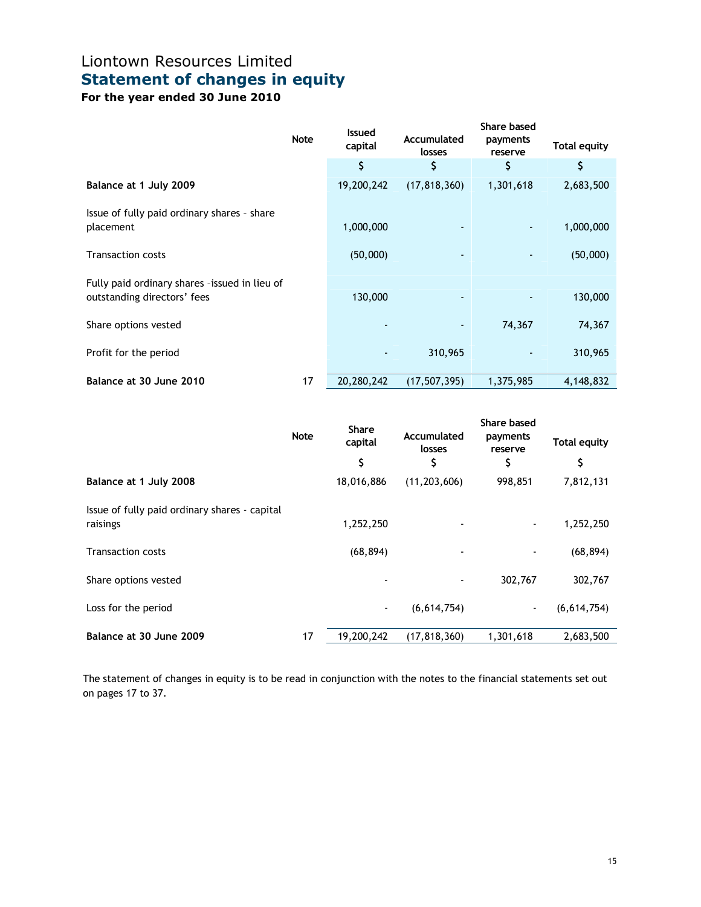# Liontown Resources Limited

## Statement of changes in equity

### For the year ended 30 June 2010

| | Note | Issued capital | Accumulated losses | Share based payments reserve | Total equity |
|---|---|---|---|---|---|
| | | $ | $ | $ | $ |
| **Balance at 1 July 2009** | | 19,200,242 | (17,818,360) | 1,301,618 | 2,683,500 |
| Issue of fully paid ordinary shares - share placement | | 1,000,000 | - | - | 1,000,000 |
| Transaction costs | | (50,000) | - | - | (50,000) |
| Fully paid ordinary shares –issued in lieu of outstanding directors' fees | | 130,000 | - | - | 130,000 |
| Share options vested | | - | - | 74,367 | 74,367 |
| Profit for the period | | - | 310,965 | - | 310,965 |
| **Balance at 30 June 2010** | 17 | 20,280,242 | (17,507,395) | 1,375,985 | 4,148,832 |

| | Note | Share capital | Accumulated losses | Share based payments reserve | Total equity |
|---|---|---|---|---|---|
| | | $ | $ | $ | $ |
| **Balance at 1 July 2008** | | 18,016,886 | (11,203,606) | 998,851 | 7,812,131 |
| Issue of fully paid ordinary shares - capital raisings | | 1,252,250 | - | - | 1,252,250 |
| Transaction costs | | (68,894) | - | - | (68,894) |
| Share options vested | | - | - | 302,767 | 302,767 |
| Loss for the period | | - | (6,614,754) | - | (6,614,754) |
| **Balance at 30 June 2009** | 17 | 19,200,242 | (17,818,360) | 1,301,618 | 2,683,500 |

The statement of changes in equity is to be read in conjunction with the notes to the financial statements set out on pages 17 to 37.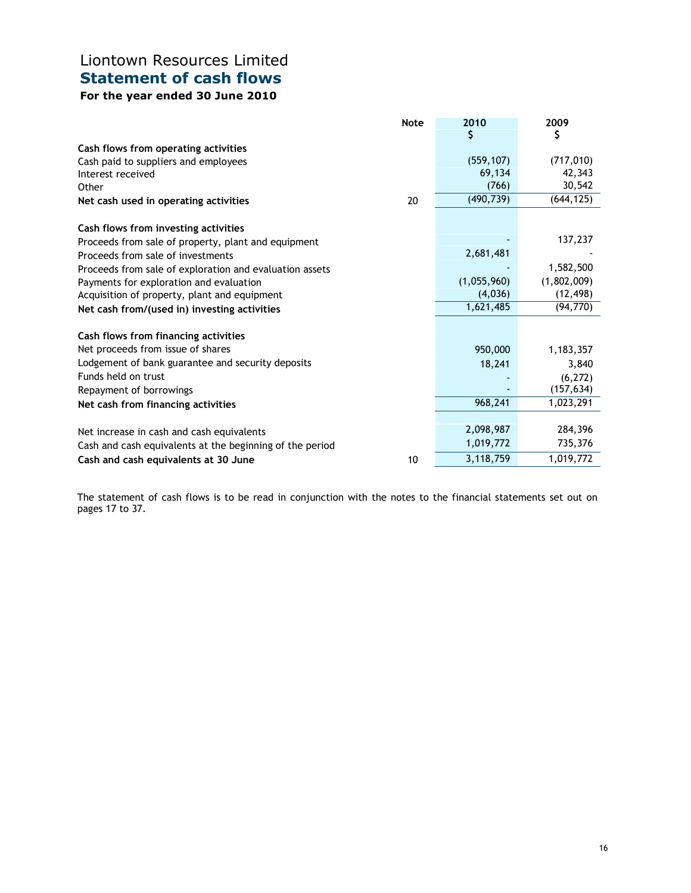# Liontown Resources Limited
## Statement of cash flows
### For the year ended 30 June 2010

| | Note | 2010<br>$ | 2009<br>$ |
|---|---|---|---|
| **Cash flows from operating activities** | | | |
| Cash paid to suppliers and employees | | (559,107) | (717,010) |
| Interest received | | 69,134 | 42,343 |
| Other | | (766) | 30,542 |
| **Net cash used in operating activities** | 20 | (490,739) | (644,125) |
| | | | |
| **Cash flows from investing activities** | | | |
| Proceeds from sale of property, plant and equipment | | - | 137,237 |
| Proceeds from sale of investments | | 2,681,481 | - |
| Proceeds from sale of exploration and evaluation assets | | - | 1,582,500 |
| Payments for exploration and evaluation | | (1,055,960) | (1,802,009) |
| Acquisition of property, plant and equipment | | (4,036) | (12,498) |
| **Net cash from/(used in) investing activities** | | 1,621,485 | (94,770) |
| | | | |
| **Cash flows from financing activities** | | | |
| Net proceeds from issue of shares | | 950,000 | 1,183,357 |
| Lodgement of bank guarantee and security deposits | | 18,241 | 3,840 |
| Funds held on trust | | - | (6,272) |
| Repayment of borrowings | | - | (157,634) |
| **Net cash from financing activities** | | 968,241 | 1,023,291 |
| | | | |
| Net increase in cash and cash equivalents | | 2,098,987 | 284,396 |
| Cash and cash equivalents at the beginning of the period | | 1,019,772 | 735,376 |
| **Cash and cash equivalents at 30 June** | 10 | 3,118,759 | 1,019,772 |

The statement of cash flows is to be read in conjunction with the notes to the financial statements set out on pages 17 to 37.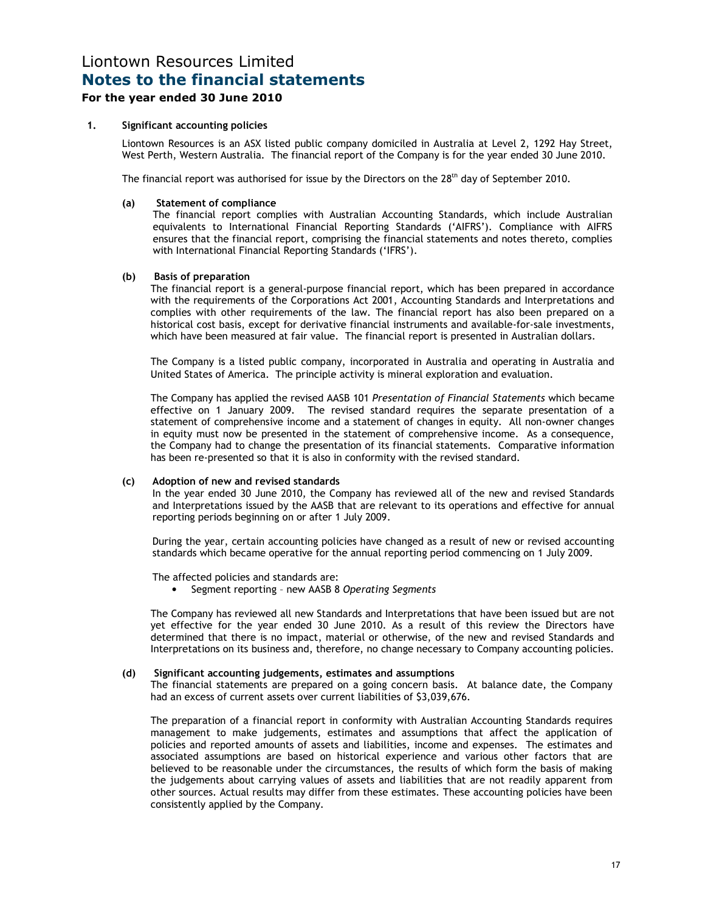# Liontown Resources Limited

## Notes to the financial statements

### For the year ended 30 June 2010

**1. Significant accounting policies**

Liontown Resources is an ASX listed public company domiciled in Australia at Level 2, 1292 Hay Street, West Perth, Western Australia. The financial report of the Company is for the year ended 30 June 2010.

The financial report was authorised for issue by the Directors on the 28th day of September 2010.

**(a) Statement of compliance**

The financial report complies with Australian Accounting Standards, which include Australian equivalents to International Financial Reporting Standards ('AIFRS'). Compliance with AIFRS ensures that the financial report, comprising the financial statements and notes thereto, complies with International Financial Reporting Standards ('IFRS').

**(b) Basis of preparation**

The financial report is a general-purpose financial report, which has been prepared in accordance with the requirements of the Corporations Act 2001, Accounting Standards and Interpretations and complies with other requirements of the law. The financial report has also been prepared on a historical cost basis, except for derivative financial instruments and available-for-sale investments, which have been measured at fair value. The financial report is presented in Australian dollars.

The Company is a listed public company, incorporated in Australia and operating in Australia and United States of America. The principle activity is mineral exploration and evaluation.

The Company has applied the revised AASB 101 *Presentation of Financial Statements* which became effective on 1 January 2009. The revised standard requires the separate presentation of a statement of comprehensive income and a statement of changes in equity. All non-owner changes in equity must now be presented in the statement of comprehensive income. As a consequence, the Company had to change the presentation of its financial statements. Comparative information has been re-presented so that it is also in conformity with the revised standard.

**(c) Adoption of new and revised standards**

In the year ended 30 June 2010, the Company has reviewed all of the new and revised Standards and Interpretations issued by the AASB that are relevant to its operations and effective for annual reporting periods beginning on or after 1 July 2009.

During the year, certain accounting policies have changed as a result of new or revised accounting standards which became operative for the annual reporting period commencing on 1 July 2009.

The affected policies and standards are:

- Segment reporting – new AASB 8 *Operating Segments*

The Company has reviewed all new Standards and Interpretations that have been issued but are not yet effective for the year ended 30 June 2010. As a result of this review the Directors have determined that there is no impact, material or otherwise, of the new and revised Standards and Interpretations on its business and, therefore, no change necessary to Company accounting policies.

**(d) Significant accounting judgements, estimates and assumptions**

The financial statements are prepared on a going concern basis. At balance date, the Company had an excess of current assets over current liabilities of $3,039,676.

The preparation of a financial report in conformity with Australian Accounting Standards requires management to make judgements, estimates and assumptions that affect the application of policies and reported amounts of assets and liabilities, income and expenses. The estimates and associated assumptions are based on historical experience and various other factors that are believed to be reasonable under the circumstances, the results of which form the basis of making the judgements about carrying values of assets and liabilities that are not readily apparent from other sources. Actual results may differ from these estimates. These accounting policies have been consistently applied by the Company.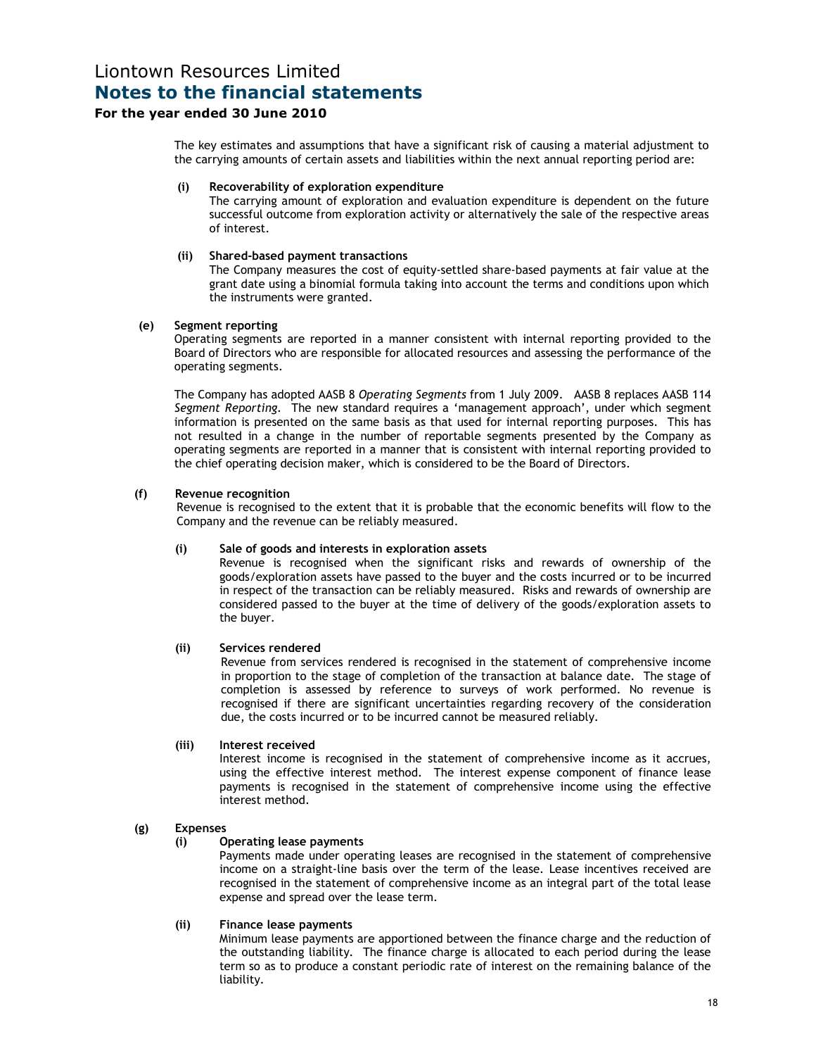The key estimates and assumptions that have a significant risk of causing a material adjustment to the carrying amounts of certain assets and liabilities within the next annual reporting period are:

**(i) Recoverability of exploration expenditure**

The carrying amount of exploration and evaluation expenditure is dependent on the future successful outcome from exploration activity or alternatively the sale of the respective areas of interest.

**(ii) Shared-based payment transactions**

The Company measures the cost of equity-settled share-based payments at fair value at the grant date using a binomial formula taking into account the terms and conditions upon which the instruments were granted.

**(e) Segment reporting**

Operating segments are reported in a manner consistent with internal reporting provided to the Board of Directors who are responsible for allocated resources and assessing the performance of the operating segments.

The Company has adopted AASB 8 *Operating Segments* from 1 July 2009. AASB 8 replaces AASB 114 *Segment Reporting*. The new standard requires a 'management approach', under which segment information is presented on the same basis as that used for internal reporting purposes. This has not resulted in a change in the number of reportable segments presented by the Company as operating segments are reported in a manner that is consistent with internal reporting provided to the chief operating decision maker, which is considered to be the Board of Directors.

**(f) Revenue recognition**

Revenue is recognised to the extent that it is probable that the economic benefits will flow to the Company and the revenue can be reliably measured.

**(i) Sale of goods and interests in exploration assets**

Revenue is recognised when the significant risks and rewards of ownership of the goods/exploration assets have passed to the buyer and the costs incurred or to be incurred in respect of the transaction can be reliably measured. Risks and rewards of ownership are considered passed to the buyer at the time of delivery of the goods/exploration assets to the buyer.

**(ii) Services rendered**

Revenue from services rendered is recognised in the statement of comprehensive income in proportion to the stage of completion of the transaction at balance date. The stage of completion is assessed by reference to surveys of work performed. No revenue is recognised if there are significant uncertainties regarding recovery of the consideration due, the costs incurred or to be incurred cannot be measured reliably.

**(iii) Interest received**

Interest income is recognised in the statement of comprehensive income as it accrues, using the effective interest method. The interest expense component of finance lease payments is recognised in the statement of comprehensive income using the effective interest method.

**(g) Expenses**

**(i) Operating lease payments**

Payments made under operating leases are recognised in the statement of comprehensive income on a straight-line basis over the term of the lease. Lease incentives received are recognised in the statement of comprehensive income as an integral part of the total lease expense and spread over the lease term.

**(ii) Finance lease payments**

Minimum lease payments are apportioned between the finance charge and the reduction of the outstanding liability. The finance charge is allocated to each period during the lease term so as to produce a constant periodic rate of interest on the remaining balance of the liability.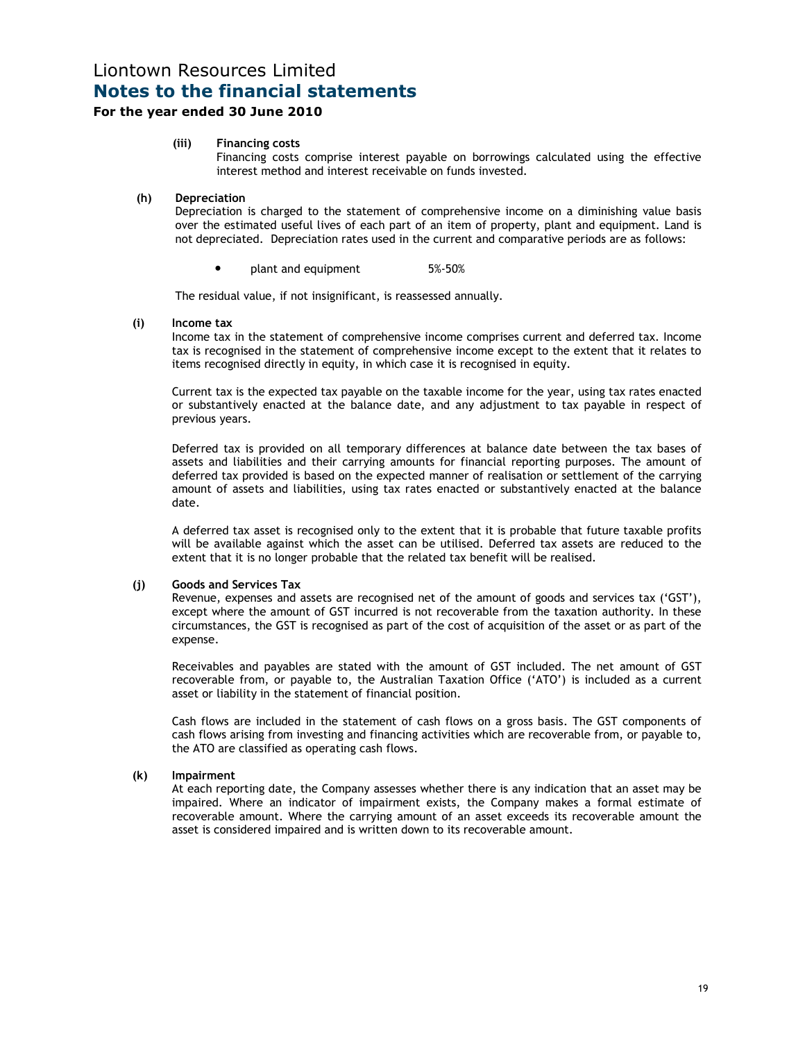#### (iii) Financing costs

Financing costs comprise interest payable on borrowings calculated using the effective interest method and interest receivable on funds invested.

### (h) Depreciation

Depreciation is charged to the statement of comprehensive income on a diminishing value basis over the estimated useful lives of each part of an item of property, plant and equipment. Land is not depreciated. Depreciation rates used in the current and comparative periods are as follows:

- plant and equipment 5%-50%

The residual value, if not insignificant, is reassessed annually.

### (i) Income tax

Income tax in the statement of comprehensive income comprises current and deferred tax. Income tax is recognised in the statement of comprehensive income except to the extent that it relates to items recognised directly in equity, in which case it is recognised in equity.

Current tax is the expected tax payable on the taxable income for the year, using tax rates enacted or substantively enacted at the balance date, and any adjustment to tax payable in respect of previous years.

Deferred tax is provided on all temporary differences at balance date between the tax bases of assets and liabilities and their carrying amounts for financial reporting purposes. The amount of deferred tax provided is based on the expected manner of realisation or settlement of the carrying amount of assets and liabilities, using tax rates enacted or substantively enacted at the balance date.

A deferred tax asset is recognised only to the extent that it is probable that future taxable profits will be available against which the asset can be utilised. Deferred tax assets are reduced to the extent that it is no longer probable that the related tax benefit will be realised.

### (j) Goods and Services Tax

Revenue, expenses and assets are recognised net of the amount of goods and services tax ('GST'), except where the amount of GST incurred is not recoverable from the taxation authority. In these circumstances, the GST is recognised as part of the cost of acquisition of the asset or as part of the expense.

Receivables and payables are stated with the amount of GST included. The net amount of GST recoverable from, or payable to, the Australian Taxation Office ('ATO') is included as a current asset or liability in the statement of financial position.

Cash flows are included in the statement of cash flows on a gross basis. The GST components of cash flows arising from investing and financing activities which are recoverable from, or payable to, the ATO are classified as operating cash flows.

### (k) Impairment

At each reporting date, the Company assesses whether there is any indication that an asset may be impaired. Where an indicator of impairment exists, the Company makes a formal estimate of recoverable amount. Where the carrying amount of an asset exceeds its recoverable amount the asset is considered impaired and is written down to its recoverable amount.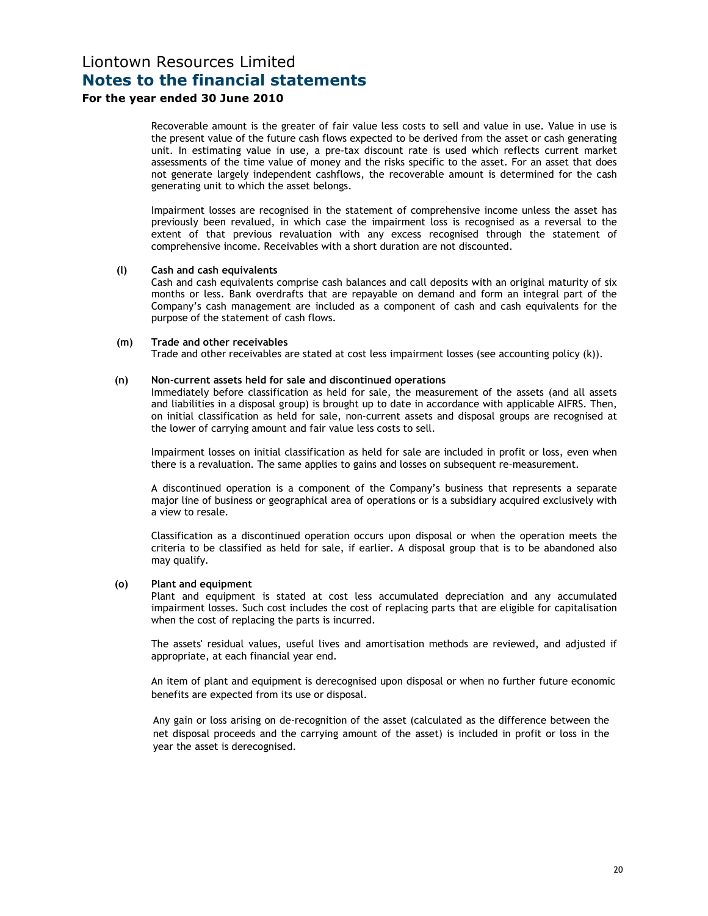Recoverable amount is the greater of fair value less costs to sell and value in use. Value in use is the present value of the future cash flows expected to be derived from the asset or cash generating unit. In estimating value in use, a pre-tax discount rate is used which reflects current market assessments of the time value of money and the risks specific to the asset. For an asset that does not generate largely independent cashflows, the recoverable amount is determined for the cash generating unit to which the asset belongs.

Impairment losses are recognised in the statement of comprehensive income unless the asset has previously been revalued, in which case the impairment loss is recognised as a reversal to the extent of that previous revaluation with any excess recognised through the statement of comprehensive income. Receivables with a short duration are not discounted.

**(l) Cash and cash equivalents**

Cash and cash equivalents comprise cash balances and call deposits with an original maturity of six months or less. Bank overdrafts that are repayable on demand and form an integral part of the Company's cash management are included as a component of cash and cash equivalents for the purpose of the statement of cash flows.

**(m) Trade and other receivables**

Trade and other receivables are stated at cost less impairment losses (see accounting policy (k)).

**(n) Non-current assets held for sale and discontinued operations**

Immediately before classification as held for sale, the measurement of the assets (and all assets and liabilities in a disposal group) is brought up to date in accordance with applicable AIFRS. Then, on initial classification as held for sale, non-current assets and disposal groups are recognised at the lower of carrying amount and fair value less costs to sell.

Impairment losses on initial classification as held for sale are included in profit or loss, even when there is a revaluation. The same applies to gains and losses on subsequent re-measurement.

A discontinued operation is a component of the Company's business that represents a separate major line of business or geographical area of operations or is a subsidiary acquired exclusively with a view to resale.

Classification as a discontinued operation occurs upon disposal or when the operation meets the criteria to be classified as held for sale, if earlier. A disposal group that is to be abandoned also may qualify.

**(o) Plant and equipment**

Plant and equipment is stated at cost less accumulated depreciation and any accumulated impairment losses. Such cost includes the cost of replacing parts that are eligible for capitalisation when the cost of replacing the parts is incurred.

The assets' residual values, useful lives and amortisation methods are reviewed, and adjusted if appropriate, at each financial year end.

An item of plant and equipment is derecognised upon disposal or when no further future economic benefits are expected from its use or disposal.

Any gain or loss arising on de-recognition of the asset (calculated as the difference between the net disposal proceeds and the carrying amount of the asset) is included in profit or loss in the year the asset is derecognised.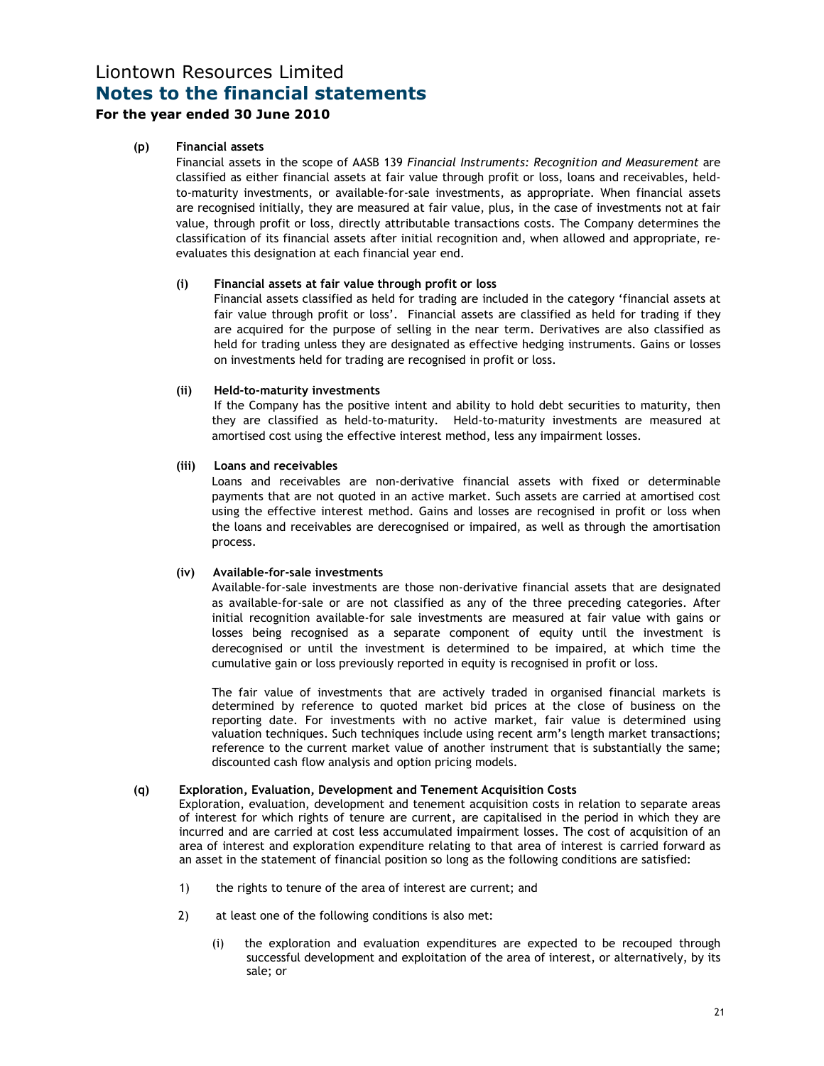# Liontown Resources Limited
## Notes to the financial statements
### For the year ended 30 June 2010

**(p) Financial assets**

Financial assets in the scope of AASB 139 *Financial Instruments: Recognition and Measurement* are classified as either financial assets at fair value through profit or loss, loans and receivables, held-to-maturity investments, or available-for-sale investments, as appropriate. When financial assets are recognised initially, they are measured at fair value, plus, in the case of investments not at fair value, through profit or loss, directly attributable transactions costs. The Company determines the classification of its financial assets after initial recognition and, when allowed and appropriate, re-evaluates this designation at each financial year end.

**(i) Financial assets at fair value through profit or loss**

Financial assets classified as held for trading are included in the category 'financial assets at fair value through profit or loss'. Financial assets are classified as held for trading if they are acquired for the purpose of selling in the near term. Derivatives are also classified as held for trading unless they are designated as effective hedging instruments. Gains or losses on investments held for trading are recognised in profit or loss.

**(ii) Held-to-maturity investments**

If the Company has the positive intent and ability to hold debt securities to maturity, then they are classified as held-to-maturity. Held-to-maturity investments are measured at amortised cost using the effective interest method, less any impairment losses.

**(iii) Loans and receivables**

Loans and receivables are non-derivative financial assets with fixed or determinable payments that are not quoted in an active market. Such assets are carried at amortised cost using the effective interest method. Gains and losses are recognised in profit or loss when the loans and receivables are derecognised or impaired, as well as through the amortisation process.

**(iv) Available-for-sale investments**

Available-for-sale investments are those non-derivative financial assets that are designated as available-for-sale or are not classified as any of the three preceding categories. After initial recognition available-for sale investments are measured at fair value with gains or losses being recognised as a separate component of equity until the investment is derecognised or until the investment is determined to be impaired, at which time the cumulative gain or loss previously reported in equity is recognised in profit or loss.

The fair value of investments that are actively traded in organised financial markets is determined by reference to quoted market bid prices at the close of business on the reporting date. For investments with no active market, fair value is determined using valuation techniques. Such techniques include using recent arm's length market transactions; reference to the current market value of another instrument that is substantially the same; discounted cash flow analysis and option pricing models.

**(q) Exploration, Evaluation, Development and Tenement Acquisition Costs**

Exploration, evaluation, development and tenement acquisition costs in relation to separate areas of interest for which rights of tenure are current, are capitalised in the period in which they are incurred and are carried at cost less accumulated impairment losses. The cost of acquisition of an area of interest and exploration expenditure relating to that area of interest is carried forward as an asset in the statement of financial position so long as the following conditions are satisfied:

1) the rights to tenure of the area of interest are current; and

2) at least one of the following conditions is also met:

   (i) the exploration and evaluation expenditures are expected to be recouped through successful development and exploitation of the area of interest, or alternatively, by its sale; or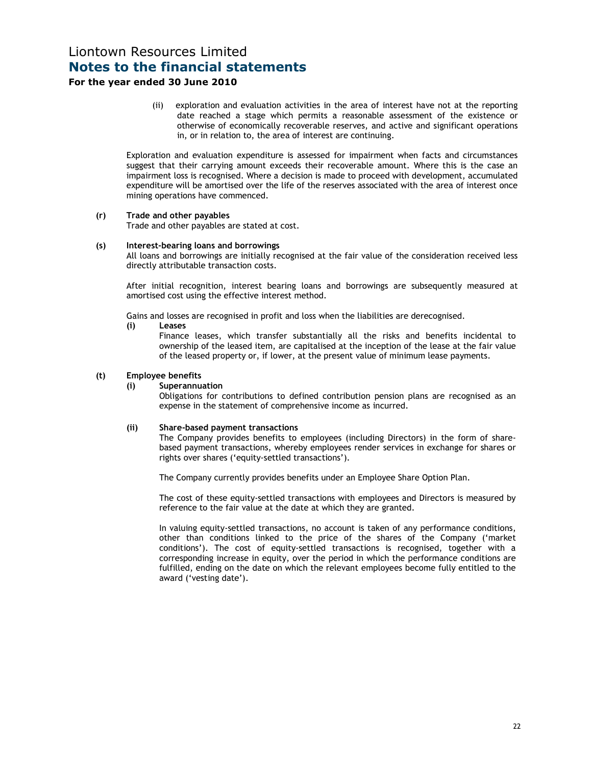(ii) exploration and evaluation activities in the area of interest have not at the reporting date reached a stage which permits a reasonable assessment of the existence or otherwise of economically recoverable reserves, and active and significant operations in, or in relation to, the area of interest are continuing.

Exploration and evaluation expenditure is assessed for impairment when facts and circumstances suggest that their carrying amount exceeds their recoverable amount. Where this is the case an impairment loss is recognised. Where a decision is made to proceed with development, accumulated expenditure will be amortised over the life of the reserves associated with the area of interest once mining operations have commenced.

**(r) Trade and other payables**

Trade and other payables are stated at cost.

**(s) Interest-bearing loans and borrowings**

All loans and borrowings are initially recognised at the fair value of the consideration received less directly attributable transaction costs.

After initial recognition, interest bearing loans and borrowings are subsequently measured at amortised cost using the effective interest method.

Gains and losses are recognised in profit and loss when the liabilities are derecognised.

**(i) Leases**

Finance leases, which transfer substantially all the risks and benefits incidental to ownership of the leased item, are capitalised at the inception of the lease at the fair value of the leased property or, if lower, at the present value of minimum lease payments.

**(t) Employee benefits**

**(i) Superannuation**

Obligations for contributions to defined contribution pension plans are recognised as an expense in the statement of comprehensive income as incurred.

**(ii) Share-based payment transactions**

The Company provides benefits to employees (including Directors) in the form of share-based payment transactions, whereby employees render services in exchange for shares or rights over shares ('equity-settled transactions').

The Company currently provides benefits under an Employee Share Option Plan.

The cost of these equity-settled transactions with employees and Directors is measured by reference to the fair value at the date at which they are granted.

In valuing equity-settled transactions, no account is taken of any performance conditions, other than conditions linked to the price of the shares of the Company ('market conditions'). The cost of equity-settled transactions is recognised, together with a corresponding increase in equity, over the period in which the performance conditions are fulfilled, ending on the date on which the relevant employees become fully entitled to the award ('vesting date').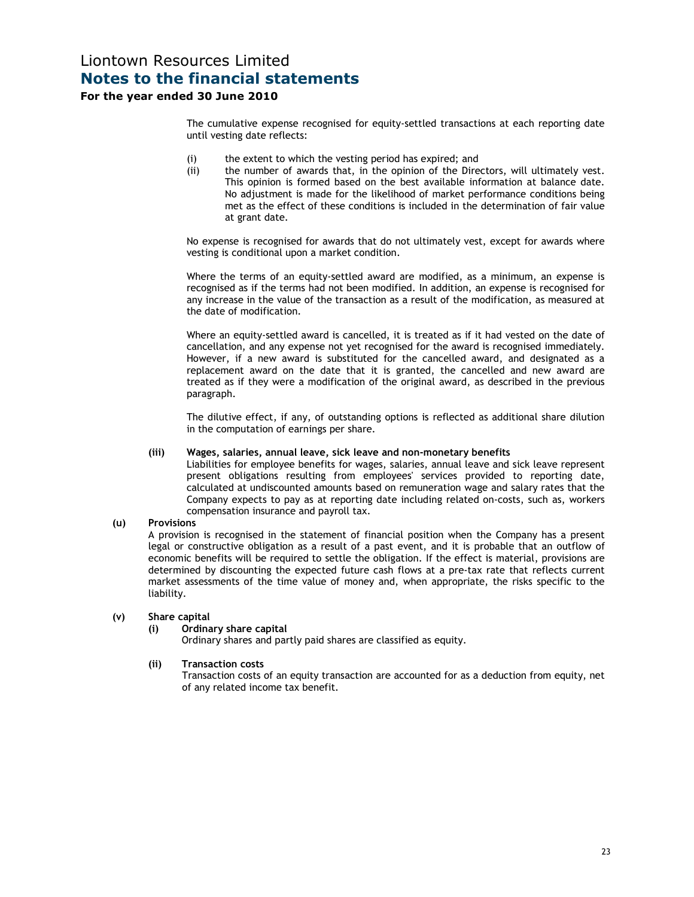The cumulative expense recognised for equity-settled transactions at each reporting date until vesting date reflects:

(i) the extent to which the vesting period has expired; and
(ii) the number of awards that, in the opinion of the Directors, will ultimately vest. This opinion is formed based on the best available information at balance date. No adjustment is made for the likelihood of market performance conditions being met as the effect of these conditions is included in the determination of fair value at grant date.

No expense is recognised for awards that do not ultimately vest, except for awards where vesting is conditional upon a market condition.

Where the terms of an equity-settled award are modified, as a minimum, an expense is recognised as if the terms had not been modified. In addition, an expense is recognised for any increase in the value of the transaction as a result of the modification, as measured at the date of modification.

Where an equity-settled award is cancelled, it is treated as if it had vested on the date of cancellation, and any expense not yet recognised for the award is recognised immediately. However, if a new award is substituted for the cancelled award, and designated as a replacement award on the date that it is granted, the cancelled and new award are treated as if they were a modification of the original award, as described in the previous paragraph.

The dilutive effect, if any, of outstanding options is reflected as additional share dilution in the computation of earnings per share.

**(iii) Wages, salaries, annual leave, sick leave and non-monetary benefits**

Liabilities for employee benefits for wages, salaries, annual leave and sick leave represent present obligations resulting from employees' services provided to reporting date, calculated at undiscounted amounts based on remuneration wage and salary rates that the Company expects to pay as at reporting date including related on-costs, such as, workers compensation insurance and payroll tax.

**(u) Provisions**

A provision is recognised in the statement of financial position when the Company has a present legal or constructive obligation as a result of a past event, and it is probable that an outflow of economic benefits will be required to settle the obligation. If the effect is material, provisions are determined by discounting the expected future cash flows at a pre-tax rate that reflects current market assessments of the time value of money and, when appropriate, the risks specific to the liability.

**(v) Share capital**

**(i) Ordinary share capital**

Ordinary shares and partly paid shares are classified as equity.

**(ii) Transaction costs**

Transaction costs of an equity transaction are accounted for as a deduction from equity, net of any related income tax benefit.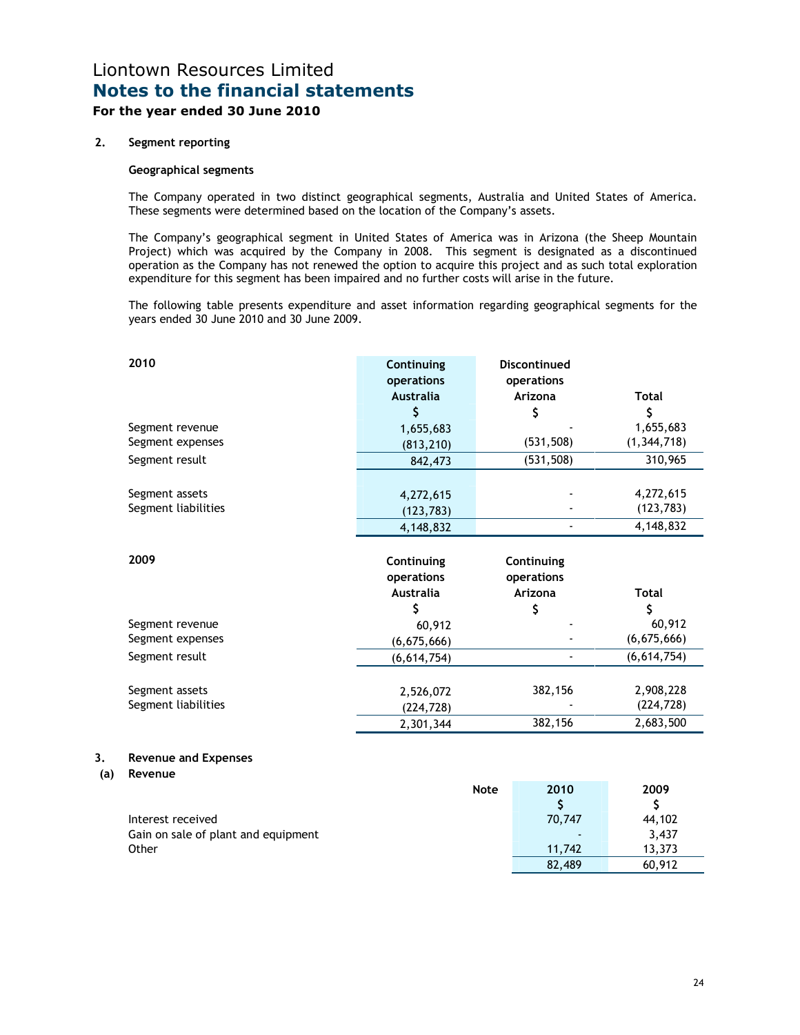# Liontown Resources Limited
## Notes to the financial statements
### For the year ended 30 June 2010

**2. Segment reporting**

**Geographical segments**

The Company operated in two distinct geographical segments, Australia and United States of America. These segments were determined based on the location of the Company's assets.

The Company's geographical segment in United States of America was in Arizona (the Sheep Mountain Project) which was acquired by the Company in 2008. This segment is designated as a discontinued operation as the Company has not renewed the option to acquire this project and as such total exploration expenditure for this segment has been impaired and no further costs will arise in the future.

The following table presents expenditure and asset information regarding geographical segments for the years ended 30 June 2010 and 30 June 2009.

| 2010 | Continuing operations Australia $ | Discontinued operations Arizona $ | Total $ |
|---|---|---|---|
| Segment revenue | 1,655,683 | - | 1,655,683 |
| Segment expenses | (813,210) | (531,508) | (1,344,718) |
| Segment result | 842,473 | (531,508) | 310,965 |
| | | | |
| Segment assets | 4,272,615 | - | 4,272,615 |
| Segment liabilities | (123,783) | - | (123,783) |
| | 4,148,832 | - | 4,148,832 |

| 2009 | Continuing operations Australia $ | Continuing operations Arizona $ | Total $ |
|---|---|---|---|
| Segment revenue | 60,912 | - | 60,912 |
| Segment expenses | (6,675,666) | - | (6,675,666) |
| Segment result | (6,614,754) | - | (6,614,754) |
| | | | |
| Segment assets | 2,526,072 | 382,156 | 2,908,228 |
| Segment liabilities | (224,728) | - | (224,728) |
| | 2,301,344 | 382,156 | 2,683,500 |

**3. Revenue and Expenses**

**(a) Revenue**

| | Note | 2010 $ | 2009 $ |
|---|---|---|---|
| Interest received | | 70,747 | 44,102 |
| Gain on sale of plant and equipment | | - | 3,437 |
| Other | | 11,742 | 13,373 |
| | | 82,489 | 60,912 |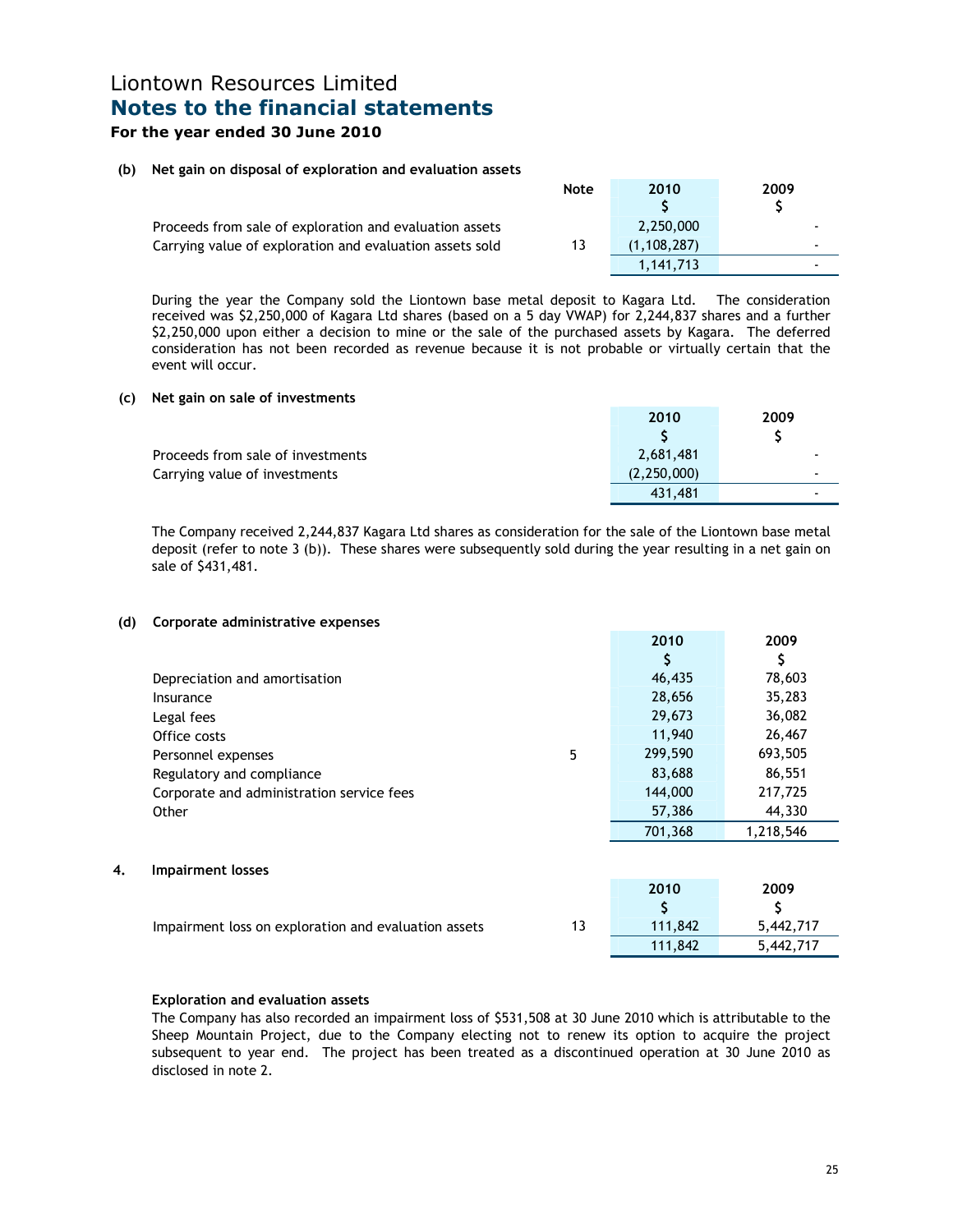# Liontown Resources Limited
## Notes to the financial statements
### For the year ended 30 June 2010

**(b) Net gain on disposal of exploration and evaluation assets**

| | Note | 2010 $ | 2009 $ |
|---|---|---|---|
| Proceeds from sale of exploration and evaluation assets | | 2,250,000 | - |
| Carrying value of exploration and evaluation assets sold | 13 | (1,108,287) | - |
| | | 1,141,713 | - |

During the year the Company sold the Liontown base metal deposit to Kagara Ltd. The consideration received was $2,250,000 of Kagara Ltd shares (based on a 5 day VWAP) for 2,244,837 shares and a further $2,250,000 upon either a decision to mine or the sale of the purchased assets by Kagara. The deferred consideration has not been recorded as revenue because it is not probable or virtually certain that the event will occur.

**(c) Net gain on sale of investments**

| | 2010 $ | 2009 $ |
|---|---|---|
| Proceeds from sale of investments | 2,681,481 | - |
| Carrying value of investments | (2,250,000) | - |
| | 431,481 | - |

The Company received 2,244,837 Kagara Ltd shares as consideration for the sale of the Liontown base metal deposit (refer to note 3 (b)). These shares were subsequently sold during the year resulting in a net gain on sale of $431,481.

**(d) Corporate administrative expenses**

| | Note | 2010 $ | 2009 $ |
|---|---|---|---|
| Depreciation and amortisation | | 46,435 | 78,603 |
| Insurance | | 28,656 | 35,283 |
| Legal fees | | 29,673 | 36,082 |
| Office costs | | 11,940 | 26,467 |
| Personnel expenses | 5 | 299,590 | 693,505 |
| Regulatory and compliance | | 83,688 | 86,551 |
| Corporate and administration service fees | | 144,000 | 217,725 |
| Other | | 57,386 | 44,330 |
| | | 701,368 | 1,218,546 |

## 4. Impairment losses

| | Note | 2010 $ | 2009 $ |
|---|---|---|---|
| Impairment loss on exploration and evaluation assets | 13 | 111,842 | 5,442,717 |
| | | 111,842 | 5,442,717 |

**Exploration and evaluation assets**

The Company has also recorded an impairment loss of $531,508 at 30 June 2010 which is attributable to the Sheep Mountain Project, due to the Company electing not to renew its option to acquire the project subsequent to year end. The project has been treated as a discontinued operation at 30 June 2010 as disclosed in note 2.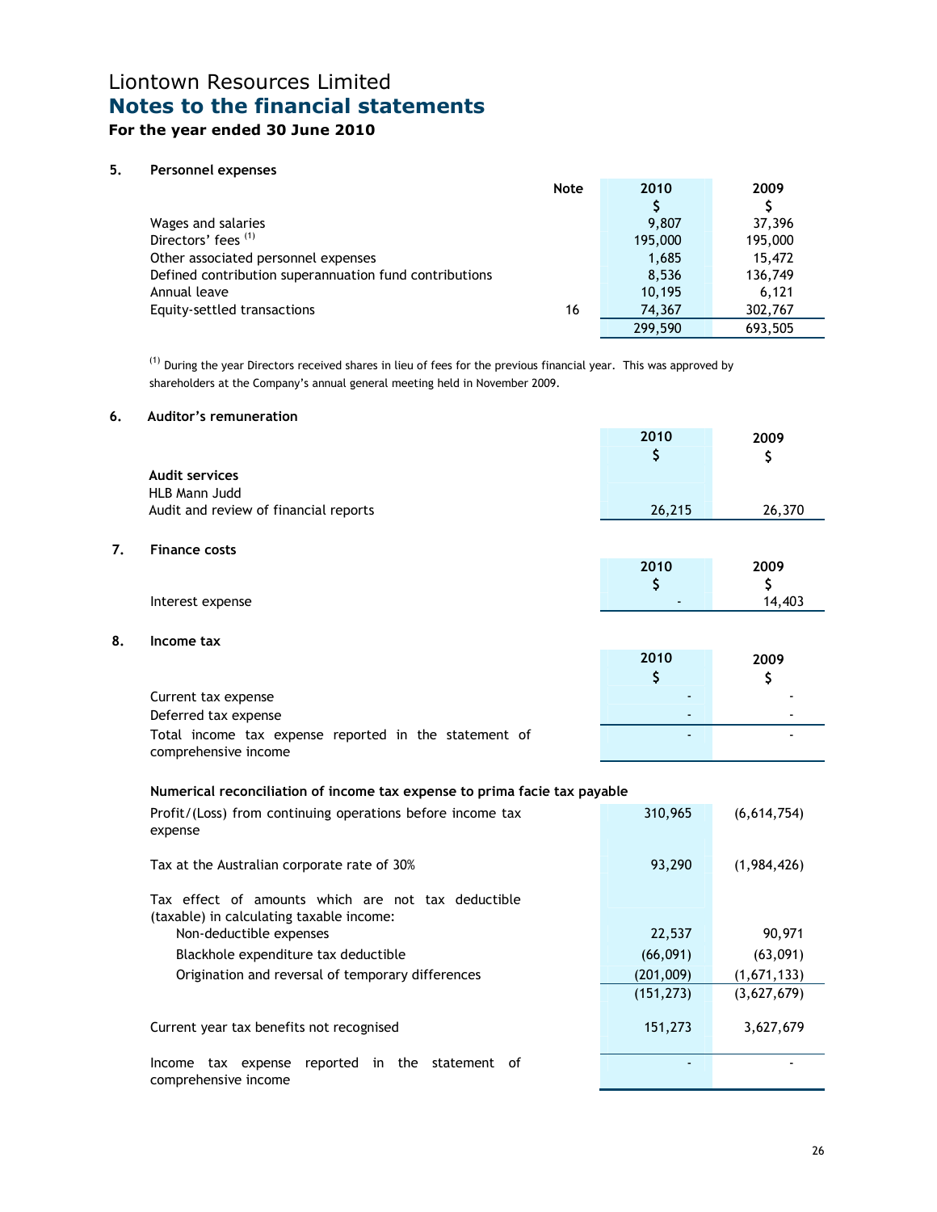# Liontown Resources Limited
## Notes to the financial statements
### For the year ended 30 June 2010

**5. Personnel expenses**

| | Note | 2010 $ | 2009 $ |
|---|---|---|---|
| Wages and salaries | | 9,807 | 37,396 |
| Directors' fees [1] | | 195,000 | 195,000 |
| Other associated personnel expenses | | 1,685 | 15,472 |
| Defined contribution superannuation fund contributions | | 8,536 | 136,749 |
| Annual leave | | 10,195 | 6,121 |
| Equity-settled transactions | 16 | 74,367 | 302,767 |
| | | 299,590 | 693,505 |

[1] During the year Directors received shares in lieu of fees for the previous financial year. This was approved by shareholders at the Company's annual general meeting held in November 2009.

**6. Auditor's remuneration**

| | 2010 $ | 2009 $ |
|---|---|---|
| **Audit services** | | |
| HLB Mann Judd | | |
| Audit and review of financial reports | 26,215 | 26,370 |

**7. Finance costs**

| | 2010 $ | 2009 $ |
|---|---|---|
| Interest expense | - | 14,403 |

**8. Income tax**

| | 2010 $ | 2009 $ |
|---|---|---|
| Current tax expense | - | - |
| Deferred tax expense | - | - |
| Total income tax expense reported in the statement of comprehensive income | - | - |

**Numerical reconciliation of income tax expense to prima facie tax payable**

| | 2010 $ | 2009 $ |
|---|---|---|
| Profit/(Loss) from continuing operations before income tax expense | 310,965 | (6,614,754) |
| Tax at the Australian corporate rate of 30% | 93,290 | (1,984,426) |
| Tax effect of amounts which are not tax deductible (taxable) in calculating taxable income: | | |
| Non-deductible expenses | 22,537 | 90,971 |
| Blackhole expenditure tax deductible | (66,091) | (63,091) |
| Origination and reversal of temporary differences | (201,009) | (1,671,133) |
| | (151,273) | (3,627,679) |
| Current year tax benefits not recognised | 151,273 | 3,627,679 |
| Income tax expense reported in the statement of comprehensive income | - | - |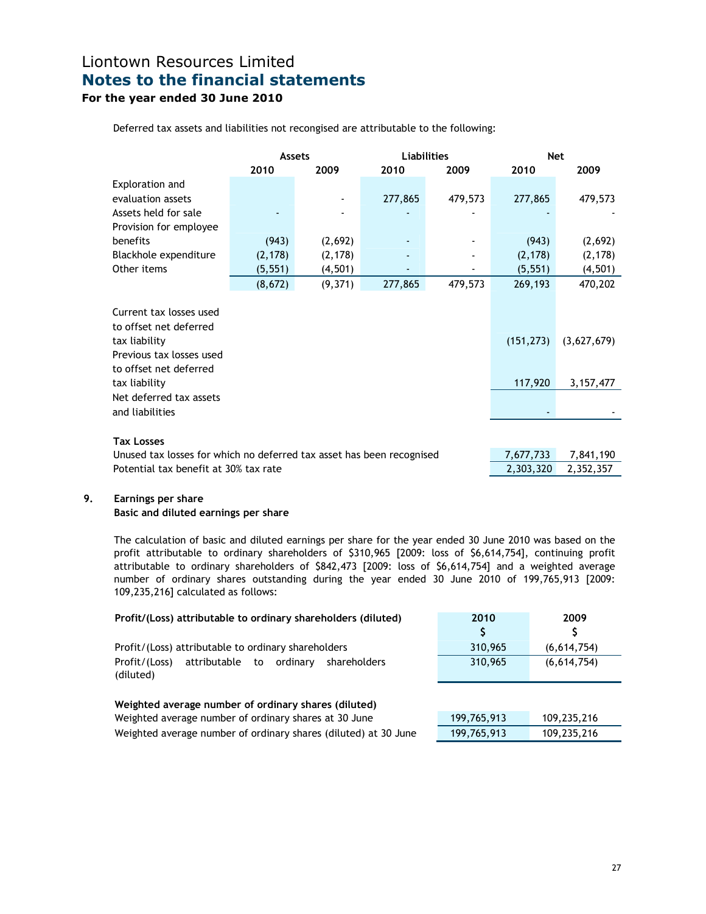Deferred tax assets and liabilities not recongised are attributable to the following:

| | Assets | | Liabilities | | Net | |
|---|---|---|---|---|---|---|
| | 2010 | 2009 | 2010 | 2009 | 2010 | 2009 |
| Exploration and evaluation assets | | - | 277,865 | 479,573 | 277,865 | 479,573 |
| Assets held for sale | - | - | - | - | - | - |
| Provision for employee benefits | (943) | (2,692) | - | - | (943) | (2,692) |
| Blackhole expenditure | (2,178) | (2,178) | - | - | (2,178) | (2,178) |
| Other items | (5,551) | (4,501) | - | - | (5,551) | (4,501) |
| | (8,672) | (9,371) | 277,865 | 479,573 | 269,193 | 470,202 |
| Current tax losses used to offset net deferred tax liability | | | | | (151,273) | (3,627,679) |
| Previous tax losses used to offset net deferred tax liability | | | | | 117,920 | 3,157,477 |
| Net deferred tax assets and liabilities | | | | | - | - |

**Tax Losses**

| | 2010 | 2009 |
|---|---|---|
| Unused tax losses for which no deferred tax asset has been recognised | 7,677,733 | 7,841,190 |
| Potential tax benefit at 30% tax rate | 2,303,320 | 2,352,357 |

## 9. Earnings per share

**Basic and diluted earnings per share**

The calculation of basic and diluted earnings per share for the year ended 30 June 2010 was based on the profit attributable to ordinary shareholders of $310,965 [2009: loss of $6,614,754], continuing profit attributable to ordinary shareholders of $842,473 [2009: loss of $6,614,754] and a weighted average number of ordinary shares outstanding during the year ended 30 June 2010 of 199,765,913 [2009: 109,235,216] calculated as follows:

| **Profit/(Loss) attributable to ordinary shareholders (diluted)** | 2010<br>$ | 2009<br>$ |
|---|---|---|
| Profit/(Loss) attributable to ordinary shareholders | 310,965 | (6,614,754) |
| Profit/(Loss) attributable to ordinary shareholders (diluted) | 310,965 | (6,614,754) |

| **Weighted average number of ordinary shares (diluted)** | 2010 | 2009 |
|---|---|---|
| Weighted average number of ordinary shares at 30 June | 199,765,913 | 109,235,216 |
| Weighted average number of ordinary shares (diluted) at 30 June | 199,765,913 | 109,235,216 |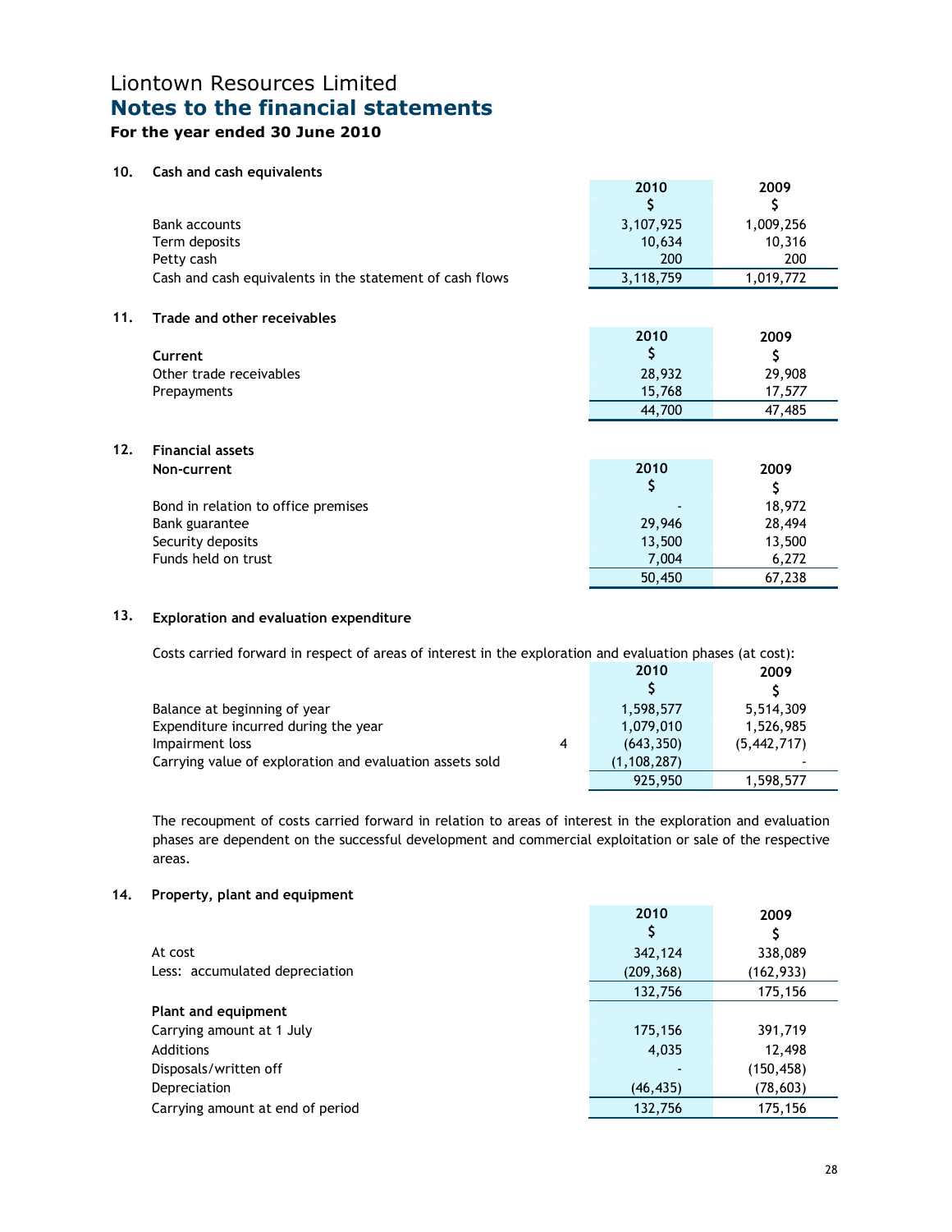# Liontown Resources Limited
## Notes to the financial statements
### For the year ended 30 June 2010

**10. Cash and cash equivalents**

| | 2010 $ | 2009 $ |
|---|---|---|
| Bank accounts | 3,107,925 | 1,009,256 |
| Term deposits | 10,634 | 10,316 |
| Petty cash | 200 | 200 |
| Cash and cash equivalents in the statement of cash flows | 3,118,759 | 1,019,772 |

**11. Trade and other receivables**

| | 2010 $ | 2009 $ |
|---|---|---|
| **Current** | | |
| Other trade receivables | 28,932 | 29,908 |
| Prepayments | 15,768 | 17,577 |
| | 44,700 | 47,485 |

**12. Financial assets**

| **Non-current** | 2010 $ | 2009 $ |
|---|---|---|
| Bond in relation to office premises | - | 18,972 |
| Bank guarantee | 29,946 | 28,494 |
| Security deposits | 13,500 | 13,500 |
| Funds held on trust | 7,004 | 6,272 |
| | 50,450 | 67,238 |

**13. Exploration and evaluation expenditure**

Costs carried forward in respect of areas of interest in the exploration and evaluation phases (at cost):

| | Note | 2010 $ | 2009 $ |
|---|---|---|---|
| Balance at beginning of year | | 1,598,577 | 5,514,309 |
| Expenditure incurred during the year | | 1,079,010 | 1,526,985 |
| Impairment loss | 4 | (643,350) | (5,442,717) |
| Carrying value of exploration and evaluation assets sold | | (1,108,287) | - |
| | | 925,950 | 1,598,577 |

The recoupment of costs carried forward in relation to areas of interest in the exploration and evaluation phases are dependent on the successful development and commercial exploitation or sale of the respective areas.

**14. Property, plant and equipment**

| | 2010 $ | 2009 $ |
|---|---|---|
| At cost | 342,124 | 338,089 |
| Less: accumulated depreciation | (209,368) | (162,933) |
| | 132,756 | 175,156 |
| **Plant and equipment** | | |
| Carrying amount at 1 July | 175,156 | 391,719 |
| Additions | 4,035 | 12,498 |
| Disposals/written off | - | (150,458) |
| Depreciation | (46,435) | (78,603) |
| Carrying amount at end of period | 132,756 | 175,156 |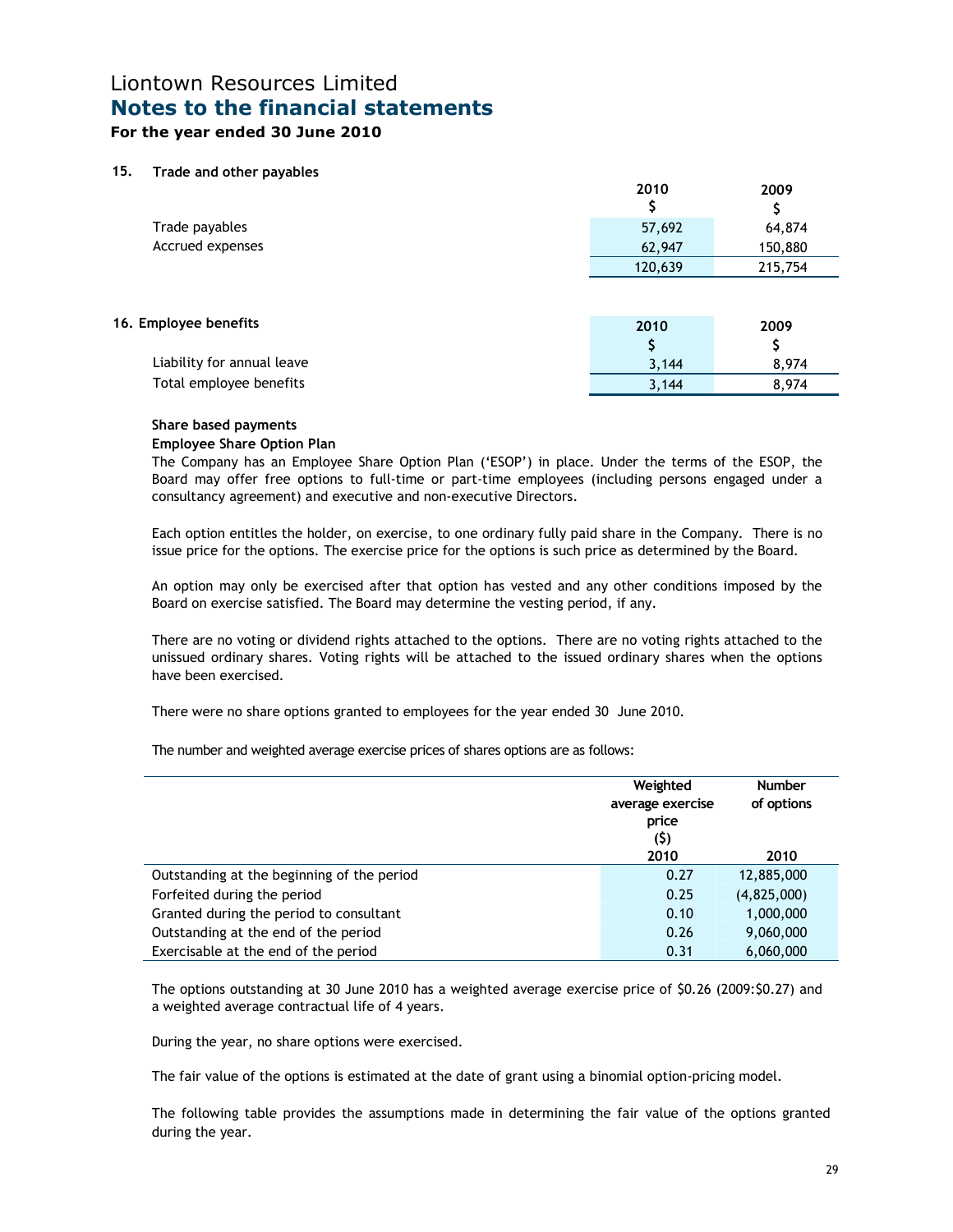# Liontown Resources Limited
## Notes to the financial statements
### For the year ended 30 June 2010

### 15. Trade and other payables

| | 2010<br>$ | 2009<br>$ |
|---|---|---|
| Trade payables | 57,692 | 64,874 |
| Accrued expenses | 62,947 | 150,880 |
| | 120,639 | 215,754 |

### 16. Employee benefits

| | 2010<br>$ | 2009<br>$ |
|---|---|---|
| Liability for annual leave | 3,144 | 8,974 |
| Total employee benefits | 3,144 | 8,974 |

**Share based payments**

**Employee Share Option Plan**

The Company has an Employee Share Option Plan ('ESOP') in place. Under the terms of the ESOP, the Board may offer free options to full-time or part-time employees (including persons engaged under a consultancy agreement) and executive and non-executive Directors.

Each option entitles the holder, on exercise, to one ordinary fully paid share in the Company. There is no issue price for the options. The exercise price for the options is such price as determined by the Board.

An option may only be exercised after that option has vested and any other conditions imposed by the Board on exercise satisfied. The Board may determine the vesting period, if any.

There are no voting or dividend rights attached to the options. There are no voting rights attached to the unissued ordinary shares. Voting rights will be attached to the issued ordinary shares when the options have been exercised.

There were no share options granted to employees for the year ended 30 June 2010.

The number and weighted average exercise prices of shares options are as follows:

| | Weighted average exercise price ($)<br>2010 | Number of options<br>2010 |
|---|---|---|
| Outstanding at the beginning of the period | 0.27 | 12,885,000 |
| Forfeited during the period | 0.25 | (4,825,000) |
| Granted during the period to consultant | 0.10 | 1,000,000 |
| Outstanding at the end of the period | 0.26 | 9,060,000 |
| Exercisable at the end of the period | 0.31 | 6,060,000 |

The options outstanding at 30 June 2010 has a weighted average exercise price of $0.26 (2009:$0.27) and a weighted average contractual life of 4 years.

During the year, no share options were exercised.

The fair value of the options is estimated at the date of grant using a binomial option-pricing model.

The following table provides the assumptions made in determining the fair value of the options granted during the year.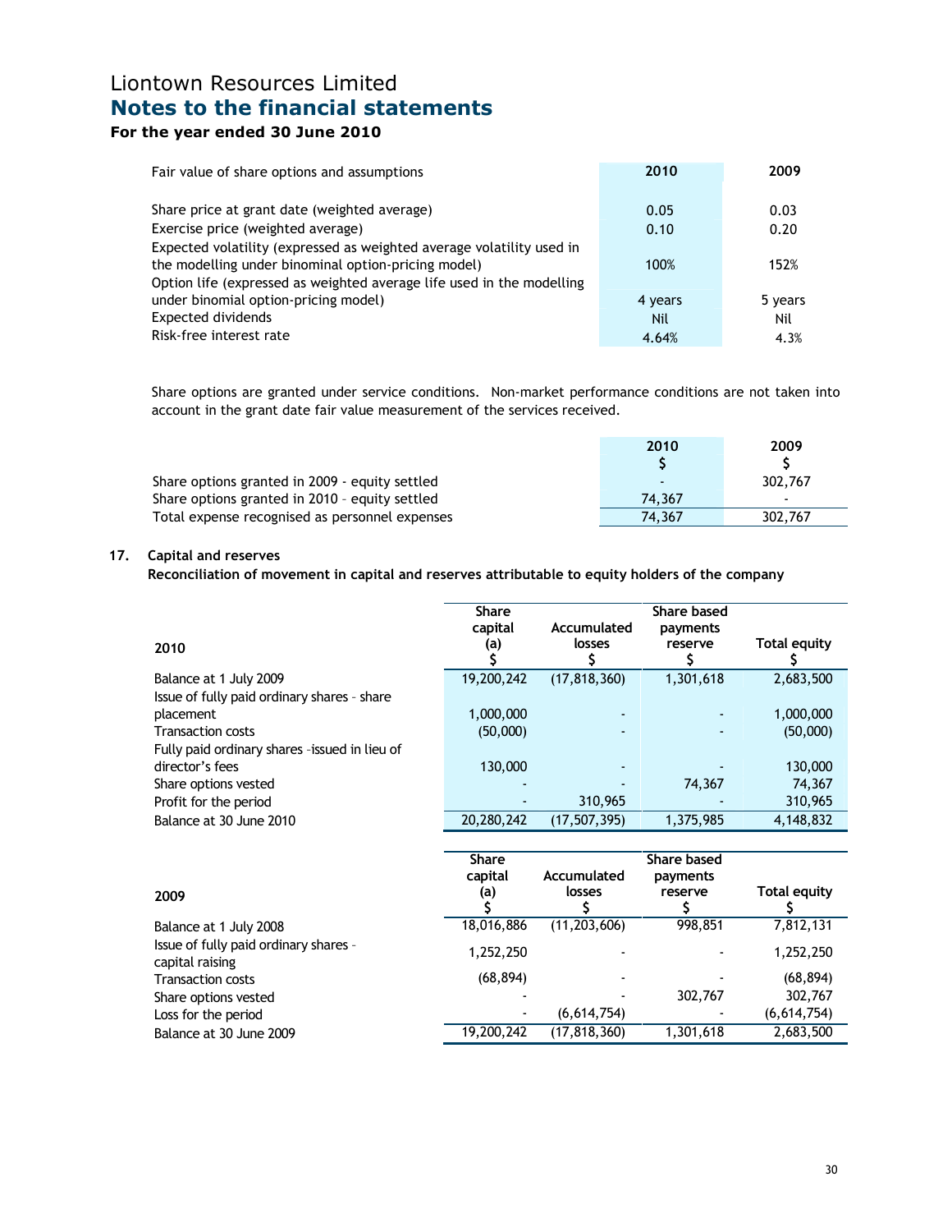| Fair value of share options and assumptions | 2010 | 2009 |
|---|---|---|
| Share price at grant date (weighted average) | 0.05 | 0.03 |
| Exercise price (weighted average) | 0.10 | 0.20 |
| Expected volatility (expressed as weighted average volatility used in the modelling under binominal option-pricing model) | 100% | 152% |
| Option life (expressed as weighted average life used in the modelling under binomial option-pricing model) | 4 years | 5 years |
| Expected dividends | Nil | Nil |
| Risk-free interest rate | 4.64% | 4.3% |

Share options are granted under service conditions. Non-market performance conditions are not taken into account in the grant date fair value measurement of the services received.

| | 2010<br>$ | 2009<br>$ |
|---|---|---|
| Share options granted in 2009 - equity settled | - | 302,767 |
| Share options granted in 2010 – equity settled | 74,367 | - |
| Total expense recognised as personnel expenses | 74,367 | 302,767 |

## 17. Capital and reserves

**Reconciliation of movement in capital and reserves attributable to equity holders of the company**

| 2010 | Share capital (a)<br>$ | Accumulated losses<br>$ | Share based payments reserve<br>$ | Total equity<br>$ |
|---|---|---|---|---|
| Balance at 1 July 2009 | 19,200,242 | (17,818,360) | 1,301,618 | 2,683,500 |
| Issue of fully paid ordinary shares – share placement | 1,000,000 | - | - | 1,000,000 |
| Transaction costs | (50,000) | - | - | (50,000) |
| Fully paid ordinary shares –issued in lieu of director's fees | 130,000 | - | - | 130,000 |
| Share options vested | - | - | 74,367 | 74,367 |
| Profit for the period | - | 310,965 | - | 310,965 |
| Balance at 30 June 2010 | 20,280,242 | (17,507,395) | 1,375,985 | 4,148,832 |

| 2009 | Share capital (a)<br>$ | Accumulated losses<br>$ | Share based payments reserve<br>$ | Total equity<br>$ |
|---|---|---|---|---|
| Balance at 1 July 2008 | 18,016,886 | (11,203,606) | 998,851 | 7,812,131 |
| Issue of fully paid ordinary shares - capital raising | 1,252,250 | - | - | 1,252,250 |
| Transaction costs | (68,894) | - | - | (68,894) |
| Share options vested | - | - | 302,767 | 302,767 |
| Loss for the period | - | (6,614,754) | - | (6,614,754) |
| Balance at 30 June 2009 | 19,200,242 | (17,818,360) | 1,301,618 | 2,683,500 |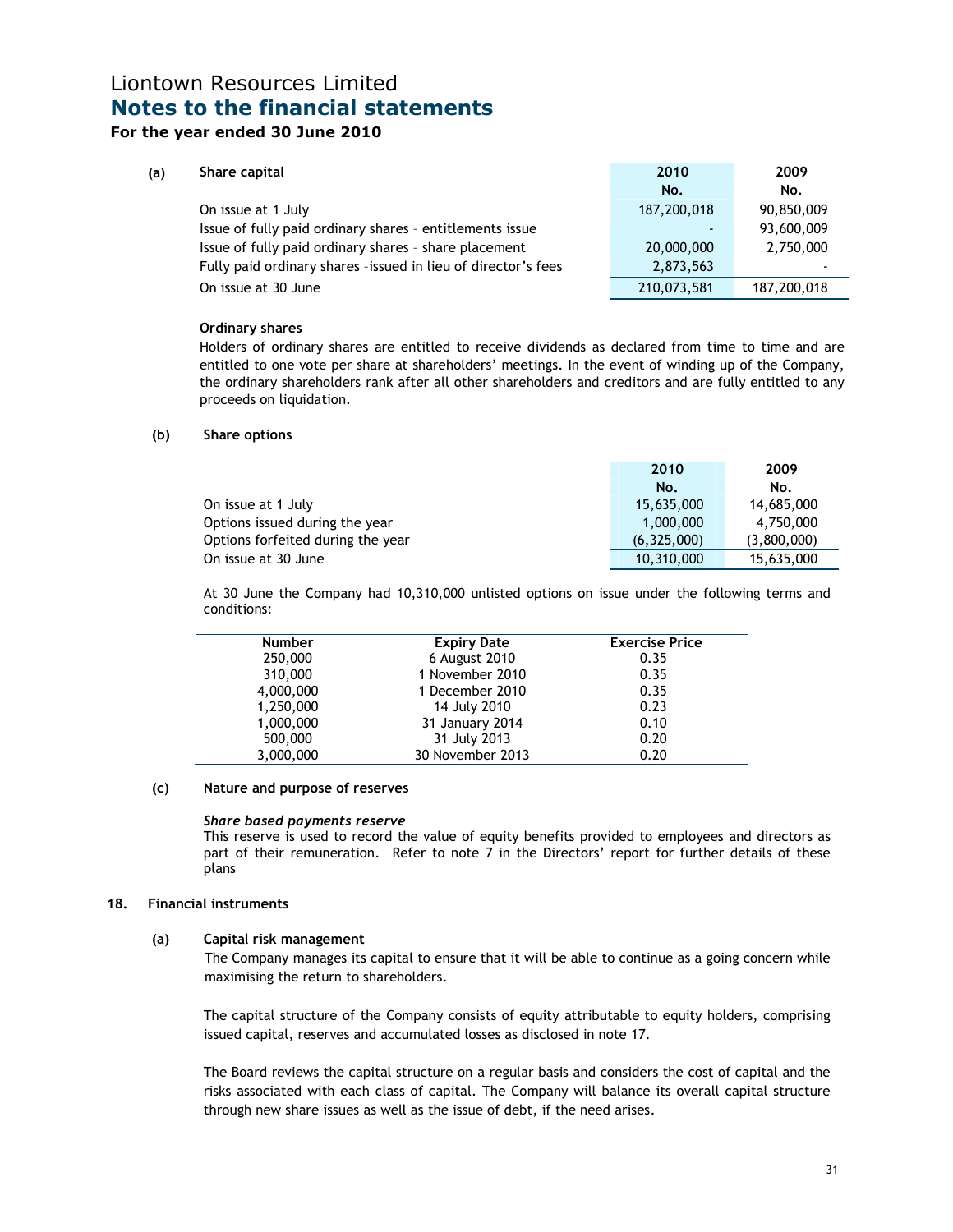**(a) Share capital**

| | 2010 No. | 2009 No. |
|---|---|---|
| On issue at 1 July | 187,200,018 | 90,850,009 |
| Issue of fully paid ordinary shares – entitlements issue | - | 93,600,009 |
| Issue of fully paid ordinary shares – share placement | 20,000,000 | 2,750,000 |
| Fully paid ordinary shares –issued in lieu of director's fees | 2,873,563 | - |
| On issue at 30 June | 210,073,581 | 187,200,018 |

**Ordinary shares**

Holders of ordinary shares are entitled to receive dividends as declared from time to time and are entitled to one vote per share at shareholders' meetings. In the event of winding up of the Company, the ordinary shareholders rank after all other shareholders and creditors and are fully entitled to any proceeds on liquidation.

**(b) Share options**

| | 2010 No. | 2009 No. |
|---|---|---|
| On issue at 1 July | 15,635,000 | 14,685,000 |
| Options issued during the year | 1,000,000 | 4,750,000 |
| Options forfeited during the year | (6,325,000) | (3,800,000) |
| On issue at 30 June | 10,310,000 | 15,635,000 |

At 30 June the Company had 10,310,000 unlisted options on issue under the following terms and conditions:

| Number | Expiry Date | Exercise Price |
|---|---|---|
| 250,000 | 6 August 2010 | 0.35 |
| 310,000 | 1 November 2010 | 0.35 |
| 4,000,000 | 1 December 2010 | 0.35 |
| 1,250,000 | 14 July 2010 | 0.23 |
| 1,000,000 | 31 January 2014 | 0.10 |
| 500,000 | 31 July 2013 | 0.20 |
| 3,000,000 | 30 November 2013 | 0.20 |

**(c) Nature and purpose of reserves**

***Share based payments reserve***

This reserve is used to record the value of equity benefits provided to employees and directors as part of their remuneration. Refer to note 7 in the Directors' report for further details of these plans

## 18. Financial instruments

**(a) Capital risk management**

The Company manages its capital to ensure that it will be able to continue as a going concern while maximising the return to shareholders.

The capital structure of the Company consists of equity attributable to equity holders, comprising issued capital, reserves and accumulated losses as disclosed in note 17.

The Board reviews the capital structure on a regular basis and considers the cost of capital and the risks associated with each class of capital. The Company will balance its overall capital structure through new share issues as well as the issue of debt, if the need arises.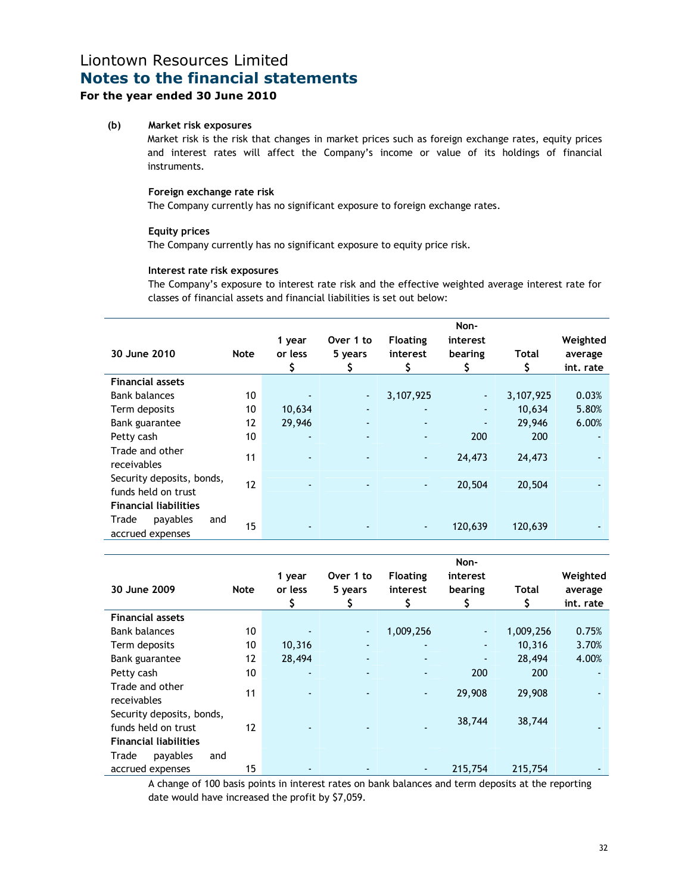# Liontown Resources Limited

## Notes to the financial statements

### For the year ended 30 June 2010

**(b) Market risk exposures**

Market risk is the risk that changes in market prices such as foreign exchange rates, equity prices and interest rates will affect the Company's income or value of its holdings of financial instruments.

**Foreign exchange rate risk**

The Company currently has no significant exposure to foreign exchange rates.

**Equity prices**

The Company currently has no significant exposure to equity price risk.

**Interest rate risk exposures**

The Company's exposure to interest rate risk and the effective weighted average interest rate for classes of financial assets and financial liabilities is set out below:

| 30 June 2010 | Note | 1 year or less $ | Over 1 to 5 years $ | Floating interest $ | Non-interest bearing $ | Total $ | Weighted average int. rate |
|---|---|---|---|---|---|---|---|
| **Financial assets** | | | | | | | |
| Bank balances | 10 | - | - | 3,107,925 | - | 3,107,925 | 0.03% |
| Term deposits | 10 | 10,634 | - | - | - | 10,634 | 5.80% |
| Bank guarantee | 12 | 29,946 | - | - | - | 29,946 | 6.00% |
| Petty cash | 10 | - | - | - | 200 | 200 | - |
| Trade and other receivables | 11 | - | - | - | 24,473 | 24,473 | - |
| Security deposits, bonds, funds held on trust | 12 | - | - | - | 20,504 | 20,504 | - |
| **Financial liabilities** | | | | | | | |
| Trade payables and accrued expenses | 15 | - | - | - | 120,639 | 120,639 | - |

| 30 June 2009 | Note | 1 year or less $ | Over 1 to 5 years $ | Floating interest $ | Non-interest bearing $ | Total $ | Weighted average int. rate |
|---|---|---|---|---|---|---|---|
| **Financial assets** | | | | | | | |
| Bank balances | 10 | - | - | 1,009,256 | - | 1,009,256 | 0.75% |
| Term deposits | 10 | 10,316 | - | - | - | 10,316 | 3.70% |
| Bank guarantee | 12 | 28,494 | - | - | - | 28,494 | 4.00% |
| Petty cash | 10 | - | - | - | 200 | 200 | - |
| Trade and other receivables | 11 | - | - | - | 29,908 | 29,908 | - |
| Security deposits, bonds, funds held on trust | 12 | - | - | - | 38,744 | 38,744 | - |
| **Financial liabilities** | | | | | | | |
| Trade payables and accrued expenses | 15 | - | - | - | 215,754 | 215,754 | - |

A change of 100 basis points in interest rates on bank balances and term deposits at the reporting date would have increased the profit by $7,059.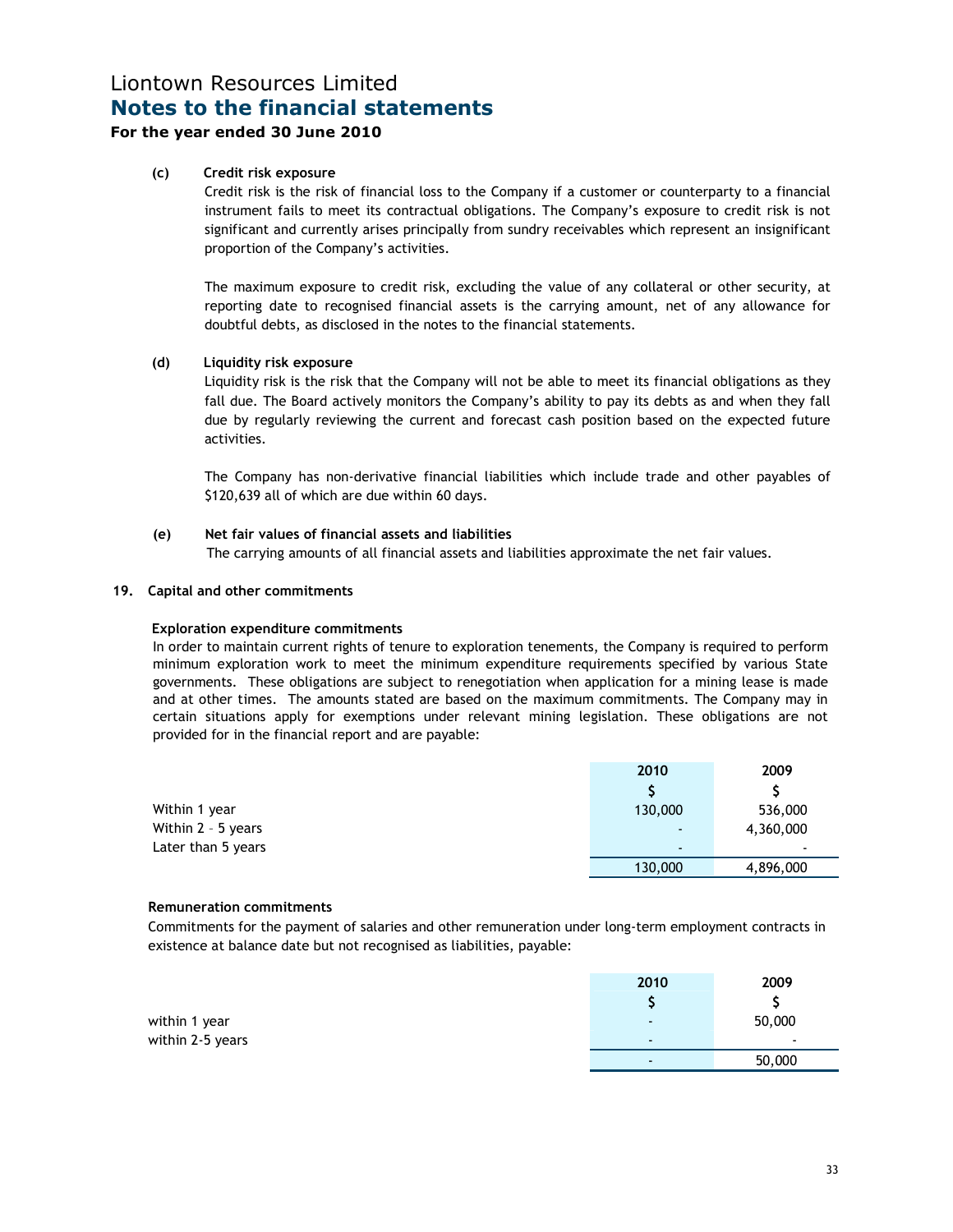#### (c) Credit risk exposure

Credit risk is the risk of financial loss to the Company if a customer or counterparty to a financial instrument fails to meet its contractual obligations. The Company's exposure to credit risk is not significant and currently arises principally from sundry receivables which represent an insignificant proportion of the Company's activities.

The maximum exposure to credit risk, excluding the value of any collateral or other security, at reporting date to recognised financial assets is the carrying amount, net of any allowance for doubtful debts, as disclosed in the notes to the financial statements.

#### (d) Liquidity risk exposure

Liquidity risk is the risk that the Company will not be able to meet its financial obligations as they fall due. The Board actively monitors the Company's ability to pay its debts as and when they fall due by regularly reviewing the current and forecast cash position based on the expected future activities.

The Company has non-derivative financial liabilities which include trade and other payables of $120,639 all of which are due within 60 days.

#### (e) Net fair values of financial assets and liabilities

The carrying amounts of all financial assets and liabilities approximate the net fair values.

### 19. Capital and other commitments

**Exploration expenditure commitments**

In order to maintain current rights of tenure to exploration tenements, the Company is required to perform minimum exploration work to meet the minimum expenditure requirements specified by various State governments. These obligations are subject to renegotiation when application for a mining lease is made and at other times. The amounts stated are based on the maximum commitments. The Company may in certain situations apply for exemptions under relevant mining legislation. These obligations are not provided for in the financial report and are payable:

| | 2010 | 2009 |
|---|---|---|
| | $ | $ |
| Within 1 year | 130,000 | 536,000 |
| Within 2 – 5 years | - | 4,360,000 |
| Later than 5 years | - | - |
| | 130,000 | 4,896,000 |

**Remuneration commitments**

Commitments for the payment of salaries and other remuneration under long-term employment contracts in existence at balance date but not recognised as liabilities, payable:

| | 2010 | 2009 |
|---|---|---|
| | $ | $ |
| within 1 year | - | 50,000 |
| within 2-5 years | - | - |
| | - | 50,000 |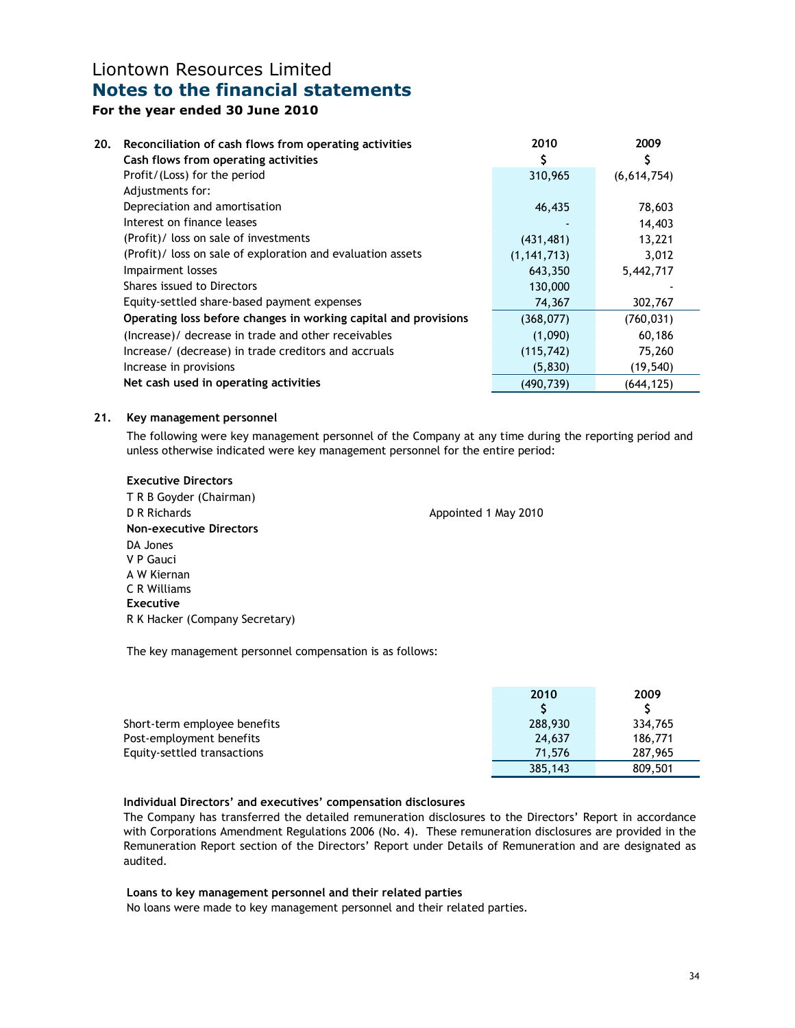# Liontown Resources Limited

## Notes to the financial statements

### For the year ended 30 June 2010

**20. Reconciliation of cash flows from operating activities**

| **Cash flows from operating activities** | **2010 $** | **2009 $** |
|---|---|---|
| Profit/(Loss) for the period | 310,965 | (6,614,754) |
| Adjustments for: | | |
| Depreciation and amortisation | 46,435 | 78,603 |
| Interest on finance leases | - | 14,403 |
| (Profit)/ loss on sale of investments | (431,481) | 13,221 |
| (Profit)/ loss on sale of exploration and evaluation assets | (1,141,713) | 3,012 |
| Impairment losses | 643,350 | 5,442,717 |
| Shares issued to Directors | 130,000 | - |
| Equity-settled share-based payment expenses | 74,367 | 302,767 |
| **Operating loss before changes in working capital and provisions** | (368,077) | (760,031) |
| (Increase)/ decrease in trade and other receivables | (1,090) | 60,186 |
| Increase/ (decrease) in trade creditors and accruals | (115,742) | 75,260 |
| Increase in provisions | (5,830) | (19,540) |
| **Net cash used in operating activities** | (490,739) | (644,125) |

**21. Key management personnel**

The following were key management personnel of the Company at any time during the reporting period and unless otherwise indicated were key management personnel for the entire period:

**Executive Directors**
T R B Goyder (Chairman)
D R Richards — Appointed 1 May 2010
**Non-executive Directors**
DA Jones
V P Gauci
A W Kiernan
C R Williams
**Executive**
R K Hacker (Company Secretary)

The key management personnel compensation is as follows:

| | **2010 $** | **2009 $** |
|---|---|---|
| Short-term employee benefits | 288,930 | 334,765 |
| Post-employment benefits | 24,637 | 186,771 |
| Equity-settled transactions | 71,576 | 287,965 |
| | 385,143 | 809,501 |

**Individual Directors' and executives' compensation disclosures**

The Company has transferred the detailed remuneration disclosures to the Directors' Report in accordance with Corporations Amendment Regulations 2006 (No. 4). These remuneration disclosures are provided in the Remuneration Report section of the Directors' Report under Details of Remuneration and are designated as audited.

**Loans to key management personnel and their related parties**

No loans were made to key management personnel and their related parties.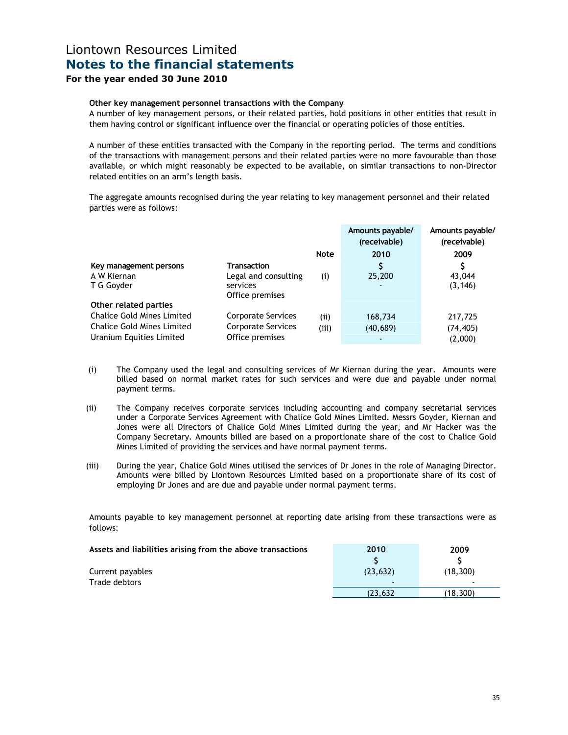Liontown Resources Limited

# Notes to the financial statements

### For the year ended 30 June 2010

**Other key management personnel transactions with the Company**

A number of key management persons, or their related parties, hold positions in other entities that result in them having control or significant influence over the financial or operating policies of those entities.

A number of these entities transacted with the Company in the reporting period. The terms and conditions of the transactions with management persons and their related parties were no more favourable than those available, or which might reasonably be expected to be available, on similar transactions to non-Director related entities on an arm's length basis.

The aggregate amounts recognised during the year relating to key management personnel and their related parties were as follows:

| | | Note | Amounts payable/ (receivable) 2010 | Amounts payable/ (receivable) 2009 |
|---|---|---|---|---|
| **Key management persons** | **Transaction** | | **$** | **$** |
| A W Kiernan | Legal and consulting services | (i) | 25,200 | 43,044 |
| T G Goyder | Office premises | | - | (3,146) |
| **Other related parties** | | | | |
| Chalice Gold Mines Limited | Corporate Services | (ii) | 168,734 | 217,725 |
| Chalice Gold Mines Limited | Corporate Services | (iii) | (40,689) | (74,405) |
| Uranium Equities Limited | Office premises | | - | (2,000) |

(i) The Company used the legal and consulting services of Mr Kiernan during the year. Amounts were billed based on normal market rates for such services and were due and payable under normal payment terms.

(ii) The Company receives corporate services including accounting and company secretarial services under a Corporate Services Agreement with Chalice Gold Mines Limited. Messrs Goyder, Kiernan and Jones were all Directors of Chalice Gold Mines Limited during the year, and Mr Hacker was the Company Secretary. Amounts billed are based on a proportionate share of the cost to Chalice Gold Mines Limited of providing the services and have normal payment terms.

(iii) During the year, Chalice Gold Mines utilised the services of Dr Jones in the role of Managing Director. Amounts were billed by Liontown Resources Limited based on a proportionate share of its cost of employing Dr Jones and are due and payable under normal payment terms.

Amounts payable to key management personnel at reporting date arising from these transactions were as follows:

| Assets and liabilities arising from the above transactions | 2010 | 2009 |
|---|---|---|
| | $ | $ |
| Current payables | (23,632) | (18,300) |
| Trade debtors | - | - |
| | (23,632 | (18,300) |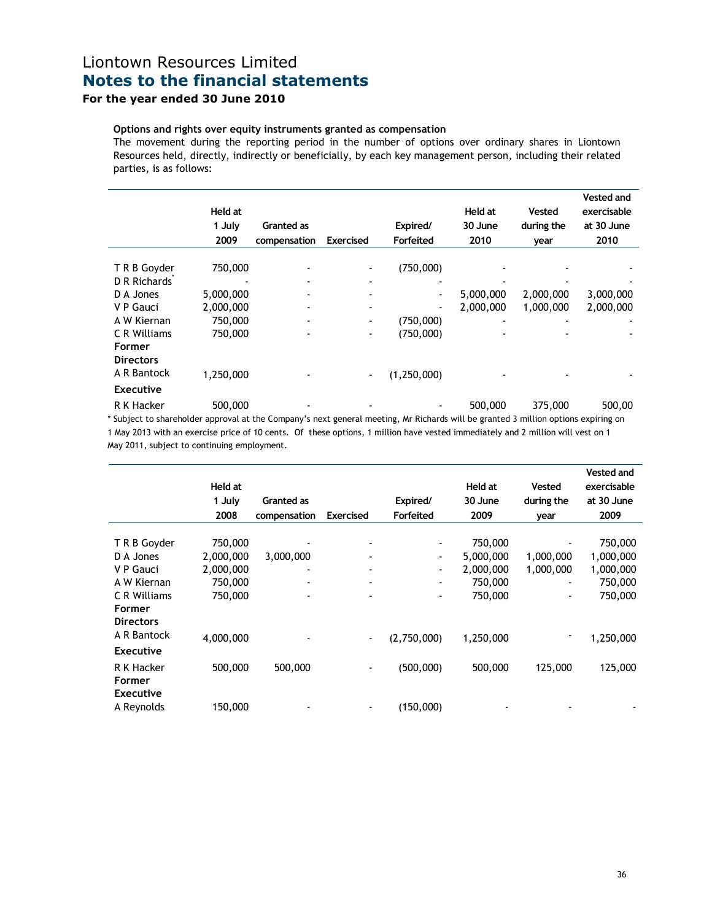# Liontown Resources Limited
## Notes to the financial statements
### For the year ended 30 June 2010

**Options and rights over equity instruments granted as compensation**

The movement during the reporting period in the number of options over ordinary shares in Liontown Resources held, directly, indirectly or beneficially, by each key management person, including their related parties, is as follows:

| | Held at 1 July 2009 | Granted as compensation | Exercised | Expired/ Forfeited | Held at 30 June 2010 | Vested during the year | Vested and exercisable at 30 June 2010 |
|---|---|---|---|---|---|---|---|
| T R B Goyder | 750,000 | - | - | (750,000) | - | - | - |
| D R Richards* | - | - | - | - | - | - | - |
| D A Jones | 5,000,000 | - | - | - | 5,000,000 | 2,000,000 | 3,000,000 |
| V P Gauci | 2,000,000 | - | - | - | 2,000,000 | 1,000,000 | 2,000,000 |
| A W Kiernan | 750,000 | - | - | (750,000) | - | - | - |
| C R Williams | 750,000 | - | - | (750,000) | - | - | - |
| **Former Directors** | | | | | | | |
| A R Bantock | 1,250,000 | - | - | (1,250,000) | - | - | - |
| **Executive** | | | | | | | |
| R K Hacker | 500,000 | - | - | - | 500,000 | 375,000 | 500,00 |

\* Subject to shareholder approval at the Company's next general meeting, Mr Richards will be granted 3 million options expiring on 1 May 2013 with an exercise price of 10 cents. Of these options, 1 million have vested immediately and 2 million will vest on 1 May 2011, subject to continuing employment.

| | Held at 1 July 2008 | Granted as compensation | Exercised | Expired/ Forfeited | Held at 30 June 2009 | Vested during the year | Vested and exercisable at 30 June 2009 |
|---|---|---|---|---|---|---|---|
| T R B Goyder | 750,000 | - | - | - | 750,000 | - | 750,000 |
| D A Jones | 2,000,000 | 3,000,000 | - | - | 5,000,000 | 1,000,000 | 1,000,000 |
| V P Gauci | 2,000,000 | - | - | - | 2,000,000 | 1,000,000 | 1,000,000 |
| A W Kiernan | 750,000 | - | - | - | 750,000 | - | 750,000 |
| C R Williams | 750,000 | - | - | - | 750,000 | - | 750,000 |
| **Former Directors** | | | | | | | |
| A R Bantock | 4,000,000 | - | - | (2,750,000) | 1,250,000 | - | 1,250,000 |
| **Executive** | | | | | | | |
| R K Hacker | 500,000 | 500,000 | - | (500,000) | 500,000 | 125,000 | 125,000 |
| **Former Executive** | | | | | | | |
| A Reynolds | 150,000 | - | - | (150,000) | - | - | - |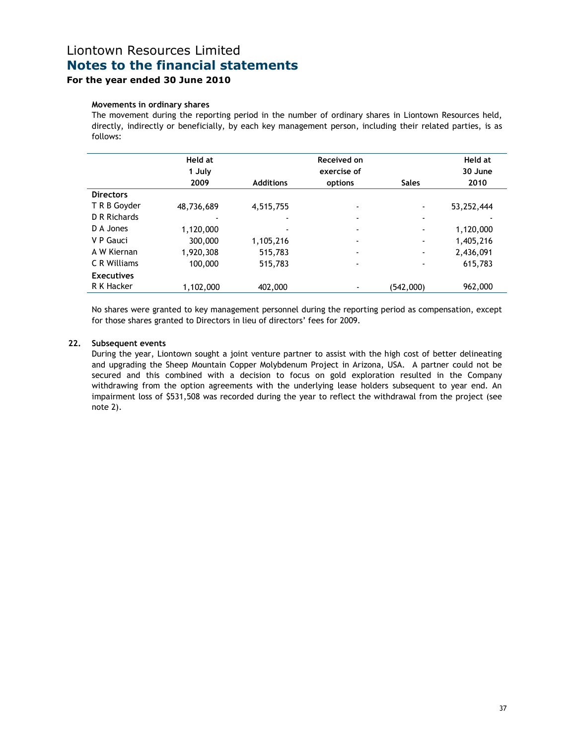# Liontown Resources Limited
## Notes to the financial statements
### For the year ended 30 June 2010

**Movements in ordinary shares**

The movement during the reporting period in the number of ordinary shares in Liontown Resources held, directly, indirectly or beneficially, by each key management person, including their related parties, is as follows:

| | Held at 1 July 2009 | Additions | Received on exercise of options | Sales | Held at 30 June 2010 |
|---|---|---|---|---|---|
| **Directors** | | | | | |
| T R B Goyder | 48,736,689 | 4,515,755 | - | - | 53,252,444 |
| D R Richards | - | - | - | - | - |
| D A Jones | 1,120,000 | - | - | - | 1,120,000 |
| V P Gauci | 300,000 | 1,105,216 | - | - | 1,405,216 |
| A W Kiernan | 1,920,308 | 515,783 | - | - | 2,436,091 |
| C R Williams | 100,000 | 515,783 | - | - | 615,783 |
| **Executives** | | | | | |
| R K Hacker | 1,102,000 | 402,000 | - | (542,000) | 962,000 |

No shares were granted to key management personnel during the reporting period as compensation, except for those shares granted to Directors in lieu of directors' fees for 2009.

**22. Subsequent events**

During the year, Liontown sought a joint venture partner to assist with the high cost of better delineating and upgrading the Sheep Mountain Copper Molybdenum Project in Arizona, USA. A partner could not be secured and this combined with a decision to focus on gold exploration resulted in the Company withdrawing from the option agreements with the underlying lease holders subsequent to year end. An impairment loss of $531,508 was recorded during the year to reflect the withdrawal from the project (see note 2).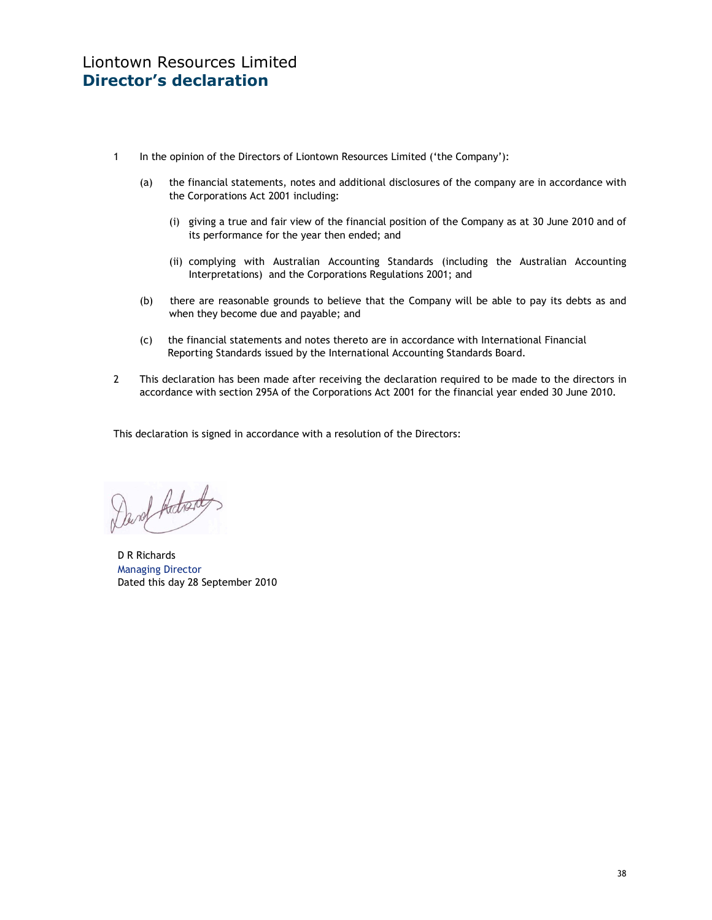# Liontown Resources Limited
## Director's declaration

1. In the opinion of the Directors of Liontown Resources Limited ('the Company'):

   (a) the financial statements, notes and additional disclosures of the company are in accordance with the Corporations Act 2001 including:

      (i) giving a true and fair view of the financial position of the Company as at 30 June 2010 and of its performance for the year then ended; and

      (ii) complying with Australian Accounting Standards (including the Australian Accounting Interpretations) and the Corporations Regulations 2001; and

   (b) there are reasonable grounds to believe that the Company will be able to pay its debts as and when they become due and payable; and

   (c) the financial statements and notes thereto are in accordance with International Financial Reporting Standards issued by the International Accounting Standards Board.

2. This declaration has been made after receiving the declaration required to be made to the directors in accordance with section 295A of the Corporations Act 2001 for the financial year ended 30 June 2010.

This declaration is signed in accordance with a resolution of the Directors:

D R Richards
Managing Director
Dated this day 28 September 2010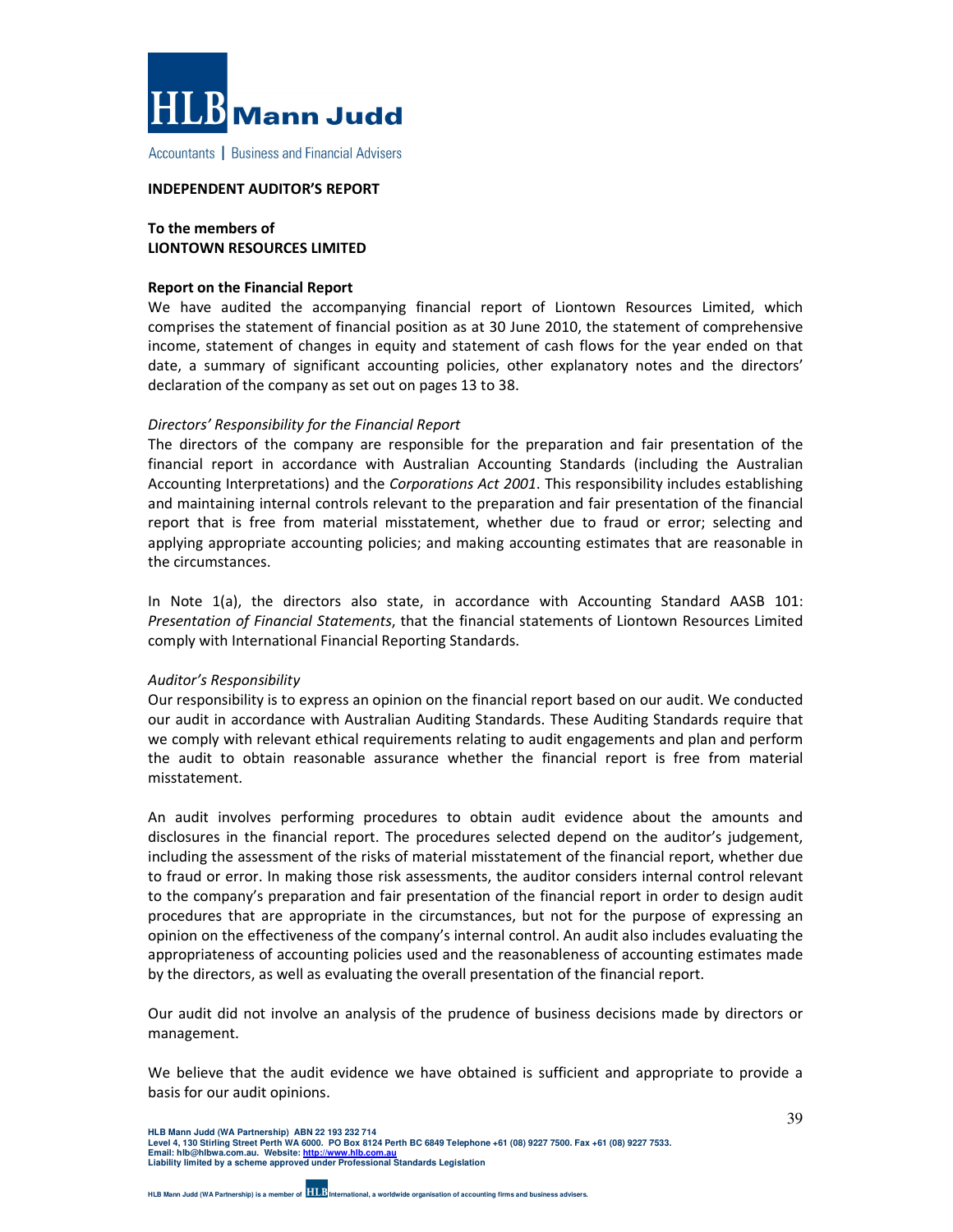**HLB Mann Judd**

Accountants | Business and Financial Advisers

# INDEPENDENT AUDITOR'S REPORT

**To the members of**
**LIONTOWN RESOURCES LIMITED**

## Report on the Financial Report

We have audited the accompanying financial report of Liontown Resources Limited, which comprises the statement of financial position as at 30 June 2010, the statement of comprehensive income, statement of changes in equity and statement of cash flows for the year ended on that date, a summary of significant accounting policies, other explanatory notes and the directors' declaration of the company as set out on pages 13 to 38.

### *Directors' Responsibility for the Financial Report*

The directors of the company are responsible for the preparation and fair presentation of the financial report in accordance with Australian Accounting Standards (including the Australian Accounting Interpretations) and the *Corporations Act 2001*. This responsibility includes establishing and maintaining internal controls relevant to the preparation and fair presentation of the financial report that is free from material misstatement, whether due to fraud or error; selecting and applying appropriate accounting policies; and making accounting estimates that are reasonable in the circumstances.

In Note 1(a), the directors also state, in accordance with Accounting Standard AASB 101: *Presentation of Financial Statements*, that the financial statements of Liontown Resources Limited comply with International Financial Reporting Standards.

### *Auditor's Responsibility*

Our responsibility is to express an opinion on the financial report based on our audit. We conducted our audit in accordance with Australian Auditing Standards. These Auditing Standards require that we comply with relevant ethical requirements relating to audit engagements and plan and perform the audit to obtain reasonable assurance whether the financial report is free from material misstatement.

An audit involves performing procedures to obtain audit evidence about the amounts and disclosures in the financial report. The procedures selected depend on the auditor's judgement, including the assessment of the risks of material misstatement of the financial report, whether due to fraud or error. In making those risk assessments, the auditor considers internal control relevant to the company's preparation and fair presentation of the financial report in order to design audit procedures that are appropriate in the circumstances, but not for the purpose of expressing an opinion on the effectiveness of the company's internal control. An audit also includes evaluating the appropriateness of accounting policies used and the reasonableness of accounting estimates made by the directors, as well as evaluating the overall presentation of the financial report.

Our audit did not involve an analysis of the prudence of business decisions made by directors or management.

We believe that the audit evidence we have obtained is sufficient and appropriate to provide a basis for our audit opinions.

HLB Mann Judd (WA Partnership) ABN 22 193 232 714
Level 4, 130 Stirling Street Perth WA 6000. PO Box 8124 Perth BC 6849 Telephone +61 (08) 9227 7500. Fax +61 (08) 9227 7533.
Email: hlb@hlbwa.com.au. Website: http://www.hlb.com.au
Liability limited by a scheme approved under Professional Standards Legislation

HLB Mann Judd (WA Partnership) is a member of HLB International, a worldwide organisation of accounting firms and business advisers.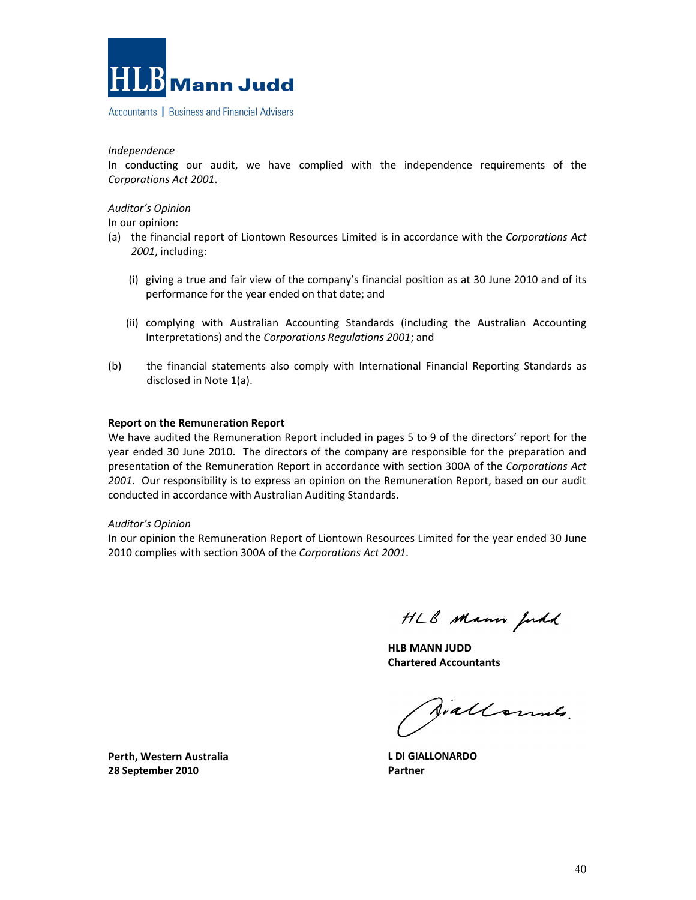HLB Mann Judd

Accountants | Business and Financial Advisers

*Independence*

In conducting our audit, we have complied with the independence requirements of the *Corporations Act 2001*.

*Auditor's Opinion*

In our opinion:

(a) the financial report of Liontown Resources Limited is in accordance with the *Corporations Act 2001*, including:

(i) giving a true and fair view of the company's financial position as at 30 June 2010 and of its performance for the year ended on that date; and

(ii) complying with Australian Accounting Standards (including the Australian Accounting Interpretations) and the *Corporations Regulations 2001*; and

(b) the financial statements also comply with International Financial Reporting Standards as disclosed in Note 1(a).

**Report on the Remuneration Report**

We have audited the Remuneration Report included in pages 5 to 9 of the directors' report for the year ended 30 June 2010. The directors of the company are responsible for the preparation and presentation of the Remuneration Report in accordance with section 300A of the *Corporations Act 2001*. Our responsibility is to express an opinion on the Remuneration Report, based on our audit conducted in accordance with Australian Auditing Standards.

*Auditor's Opinion*

In our opinion the Remuneration Report of Liontown Resources Limited for the year ended 30 June 2010 complies with section 300A of the *Corporations Act 2001*.

HLB Mann Judd

**HLB MANN JUDD**
**Chartered Accountants**

**L DI GIALLONARDO**
**Partner**

**Perth, Western Australia**
**28 September 2010**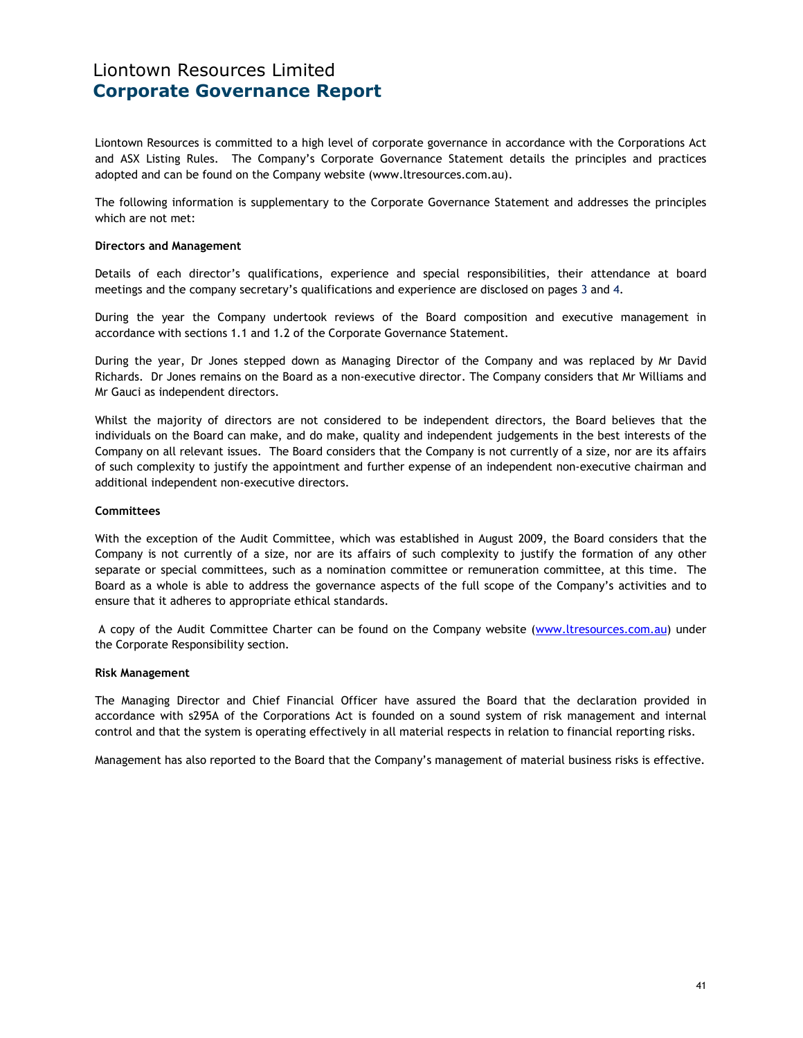# Liontown Resources Limited
## Corporate Governance Report

Liontown Resources is committed to a high level of corporate governance in accordance with the Corporations Act and ASX Listing Rules. The Company's Corporate Governance Statement details the principles and practices adopted and can be found on the Company website (www.ltresources.com.au).

The following information is supplementary to the Corporate Governance Statement and addresses the principles which are not met:

**Directors and Management**

Details of each director's qualifications, experience and special responsibilities, their attendance at board meetings and the company secretary's qualifications and experience are disclosed on pages 3 and 4.

During the year the Company undertook reviews of the Board composition and executive management in accordance with sections 1.1 and 1.2 of the Corporate Governance Statement.

During the year, Dr Jones stepped down as Managing Director of the Company and was replaced by Mr David Richards. Dr Jones remains on the Board as a non-executive director. The Company considers that Mr Williams and Mr Gauci as independent directors.

Whilst the majority of directors are not considered to be independent directors, the Board believes that the individuals on the Board can make, and do make, quality and independent judgements in the best interests of the Company on all relevant issues. The Board considers that the Company is not currently of a size, nor are its affairs of such complexity to justify the appointment and further expense of an independent non-executive chairman and additional independent non-executive directors.

**Committees**

With the exception of the Audit Committee, which was established in August 2009, the Board considers that the Company is not currently of a size, nor are its affairs of such complexity to justify the formation of any other separate or special committees, such as a nomination committee or remuneration committee, at this time. The Board as a whole is able to address the governance aspects of the full scope of the Company's activities and to ensure that it adheres to appropriate ethical standards.

A copy of the Audit Committee Charter can be found on the Company website (www.ltresources.com.au) under the Corporate Responsibility section.

**Risk Management**

The Managing Director and Chief Financial Officer have assured the Board that the declaration provided in accordance with s295A of the Corporations Act is founded on a sound system of risk management and internal control and that the system is operating effectively in all material respects in relation to financial reporting risks.

Management has also reported to the Board that the Company's management of material business risks is effective.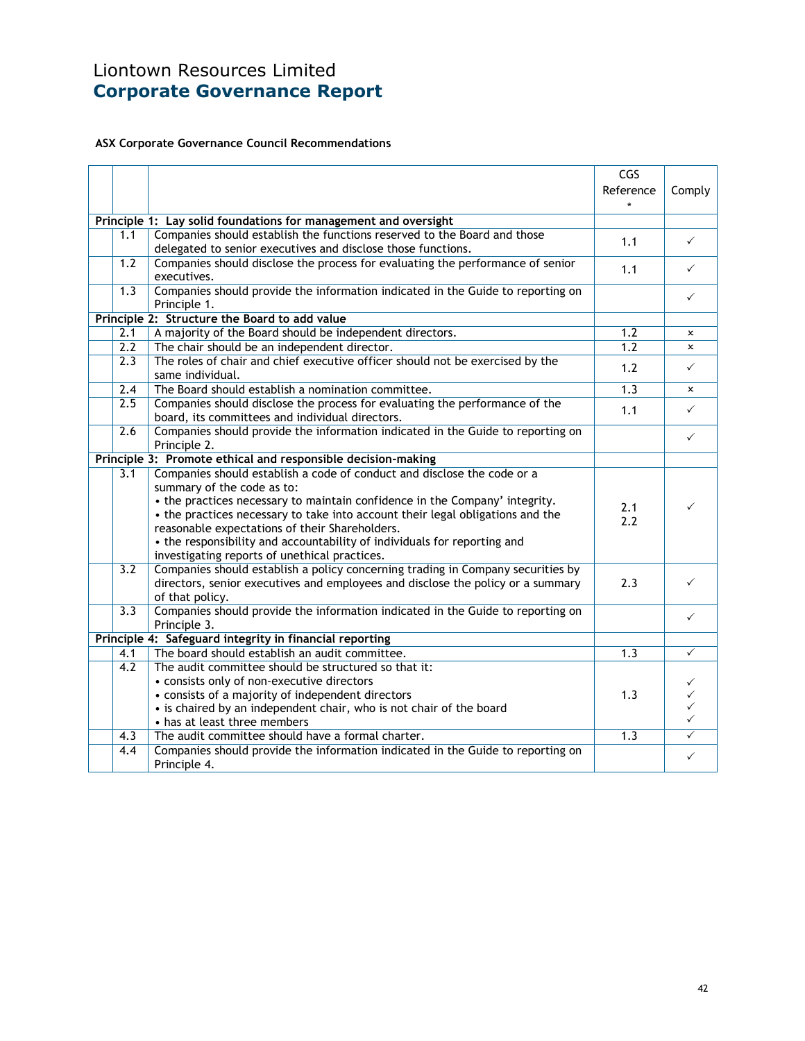# Liontown Resources Limited
## Corporate Governance Report

**ASX Corporate Governance Council Recommendations**

| | | CGS Reference * | Comply |
|---|---|---|---|
| **Principle 1: Lay solid foundations for management and oversight** | | | |
| 1.1 | Companies should establish the functions reserved to the Board and those delegated to senior executives and disclose those functions. | 1.1 | ✓ |
| 1.2 | Companies should disclose the process for evaluating the performance of senior executives. | 1.1 | ✓ |
| 1.3 | Companies should provide the information indicated in the Guide to reporting on Principle 1. | | ✓ |
| **Principle 2: Structure the Board to add value** | | | |
| 2.1 | A majority of the Board should be independent directors. | 1.2 | × |
| 2.2 | The chair should be an independent director. | 1.2 | × |
| 2.3 | The roles of chair and chief executive officer should not be exercised by the same individual. | 1.2 | ✓ |
| 2.4 | The Board should establish a nomination committee. | 1.3 | × |
| 2.5 | Companies should disclose the process for evaluating the performance of the board, its committees and individual directors. | 1.1 | ✓ |
| 2.6 | Companies should provide the information indicated in the Guide to reporting on Principle 2. | | ✓ |
| **Principle 3: Promote ethical and responsible decision-making** | | | |
| 3.1 | Companies should establish a code of conduct and disclose the code or a summary of the code as to:<br>• the practices necessary to maintain confidence in the Company' integrity.<br>• the practices necessary to take into account their legal obligations and the reasonable expectations of their Shareholders.<br>• the responsibility and accountability of individuals for reporting and investigating reports of unethical practices. | 2.1<br>2.2 | ✓ |
| 3.2 | Companies should establish a policy concerning trading in Company securities by directors, senior executives and employees and disclose the policy or a summary of that policy. | 2.3 | ✓ |
| 3.3 | Companies should provide the information indicated in the Guide to reporting on Principle 3. | | ✓ |
| **Principle 4: Safeguard integrity in financial reporting** | | | |
| 4.1 | The board should establish an audit committee. | 1.3 | ✓ |
| 4.2 | The audit committee should be structured so that it:<br>• consists only of non-executive directors<br>• consists of a majority of independent directors<br>• is chaired by an independent chair, who is not chair of the board<br>• has at least three members | 1.3 | ✓<br>✓<br>✓<br>✓ |
| 4.3 | The audit committee should have a formal charter. | 1.3 | ✓ |
| 4.4 | Companies should provide the information indicated in the Guide to reporting on Principle 4. | | ✓ |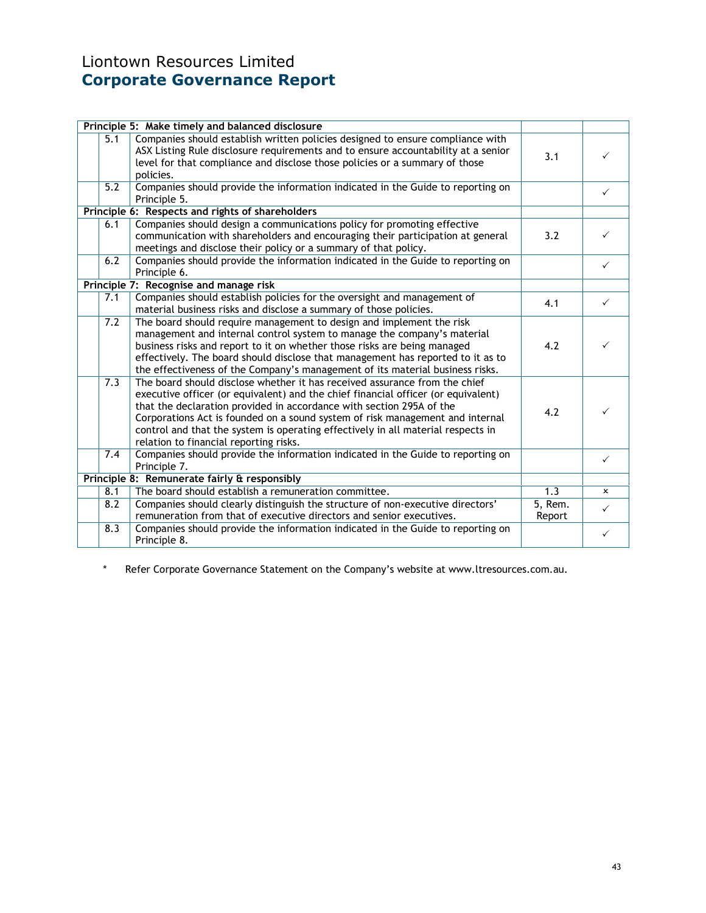# Liontown Resources Limited
## Corporate Governance Report

| | | | | |
|---|---|---|---|---|
| **Principle 5: Make timely and balanced disclosure** | | | | |
| | 5.1 | Companies should establish written policies designed to ensure compliance with ASX Listing Rule disclosure requirements and to ensure accountability at a senior level for that compliance and disclose those policies or a summary of those policies. | 3.1 | ✓ |
| | 5.2 | Companies should provide the information indicated in the Guide to reporting on Principle 5. | | ✓ |
| **Principle 6: Respects and rights of shareholders** | | | | |
| | 6.1 | Companies should design a communications policy for promoting effective communication with shareholders and encouraging their participation at general meetings and disclose their policy or a summary of that policy. | 3.2 | ✓ |
| | 6.2 | Companies should provide the information indicated in the Guide to reporting on Principle 6. | | ✓ |
| **Principle 7: Recognise and manage risk** | | | | |
| | 7.1 | Companies should establish policies for the oversight and management of material business risks and disclose a summary of those policies. | 4.1 | ✓ |
| | 7.2 | The board should require management to design and implement the risk management and internal control system to manage the company's material business risks and report to it on whether those risks are being managed effectively. The board should disclose that management has reported to it as to the effectiveness of the Company's management of its material business risks. | 4.2 | ✓ |
| | 7.3 | The board should disclose whether it has received assurance from the chief executive officer (or equivalent) and the chief financial officer (or equivalent) that the declaration provided in accordance with section 295A of the Corporations Act is founded on a sound system of risk management and internal control and that the system is operating effectively in all material respects in relation to financial reporting risks. | 4.2 | ✓ |
| | 7.4 | Companies should provide the information indicated in the Guide to reporting on Principle 7. | | ✓ |
| **Principle 8: Remunerate fairly & responsibly** | | | | |
| | 8.1 | The board should establish a remuneration committee. | 1.3 | × |
| | 8.2 | Companies should clearly distinguish the structure of non-executive directors' remuneration from that of executive directors and senior executives. | 5, Rem. Report | ✓ |
| | 8.3 | Companies should provide the information indicated in the Guide to reporting on Principle 8. | | ✓ |

\* Refer Corporate Governance Statement on the Company's website at www.ltresources.com.au.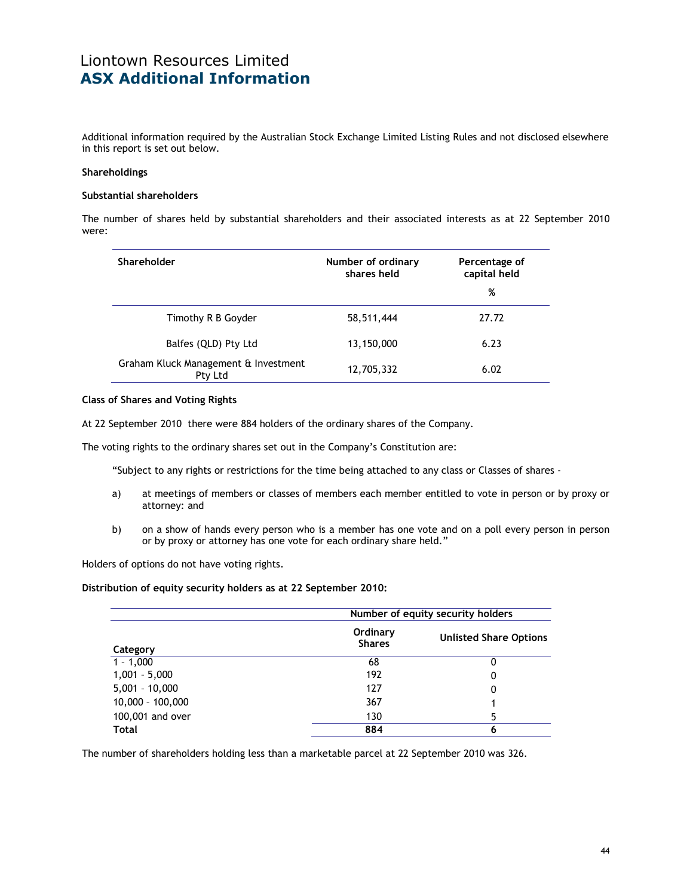# Liontown Resources Limited
## ASX Additional Information

Additional information required by the Australian Stock Exchange Limited Listing Rules and not disclosed elsewhere in this report is set out below.

**Shareholdings**

**Substantial shareholders**

The number of shares held by substantial shareholders and their associated interests as at 22 September 2010 were:

| Shareholder | Number of ordinary shares held | Percentage of capital held % |
|---|---|---|
| Timothy R B Goyder | 58,511,444 | 27.72 |
| Balfes (QLD) Pty Ltd | 13,150,000 | 6.23 |
| Graham Kluck Management & Investment Pty Ltd | 12,705,332 | 6.02 |

**Class of Shares and Voting Rights**

At 22 September 2010 there were 884 holders of the ordinary shares of the Company.

The voting rights to the ordinary shares set out in the Company's Constitution are:

"Subject to any rights or restrictions for the time being attached to any class or Classes of shares -

a) at meetings of members or classes of members each member entitled to vote in person or by proxy or attorney: and

b) on a show of hands every person who is a member has one vote and on a poll every person in person or by proxy or attorney has one vote for each ordinary share held."

Holders of options do not have voting rights.

**Distribution of equity security holders as at 22 September 2010:**

| | Number of equity security holders | |
|---|---|---|
| Category | Ordinary Shares | Unlisted Share Options |
| 1 - 1,000 | 68 | 0 |
| 1,001 - 5,000 | 192 | 0 |
| 5,001 - 10,000 | 127 | 0 |
| 10,000 - 100,000 | 367 | 1 |
| 100,001 and over | 130 | 5 |
| **Total** | **884** | **6** |

The number of shareholders holding less than a marketable parcel at 22 September 2010 was 326.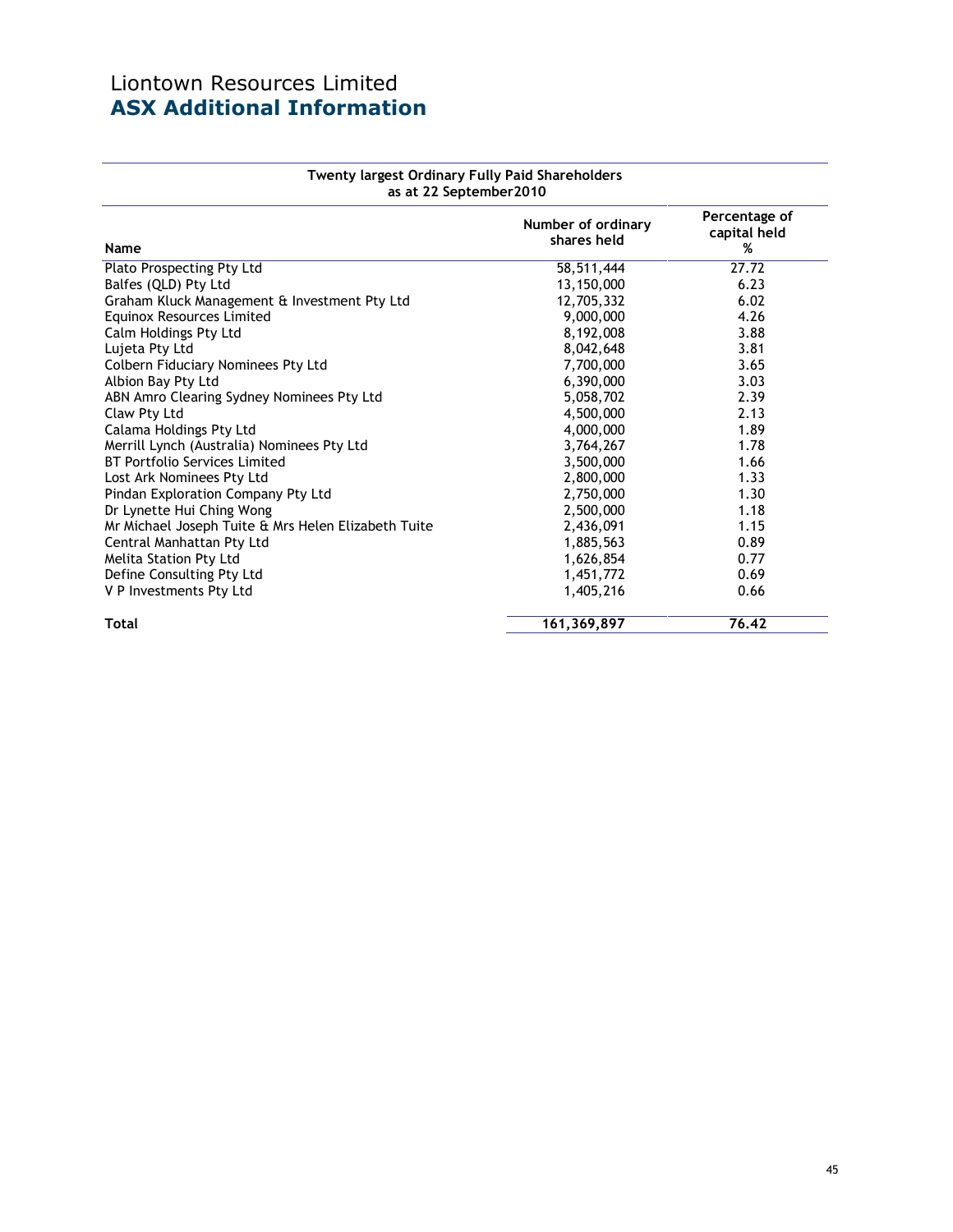# Liontown Resources Limited
## ASX Additional Information

**Twenty largest Ordinary Fully Paid Shareholders as at 22 September2010**

| Name | Number of ordinary shares held | Percentage of capital held % |
|---|---|---|
| Plato Prospecting Pty Ltd | 58,511,444 | 27.72 |
| Balfes (QLD) Pty Ltd | 13,150,000 | 6.23 |
| Graham Kluck Management & Investment Pty Ltd | 12,705,332 | 6.02 |
| Equinox Resources Limited | 9,000,000 | 4.26 |
| Calm Holdings Pty Ltd | 8,192,008 | 3.88 |
| Lujeta Pty Ltd | 8,042,648 | 3.81 |
| Colbern Fiduciary Nominees Pty Ltd | 7,700,000 | 3.65 |
| Albion Bay Pty Ltd | 6,390,000 | 3.03 |
| ABN Amro Clearing Sydney Nominees Pty Ltd | 5,058,702 | 2.39 |
| Claw Pty Ltd | 4,500,000 | 2.13 |
| Calama Holdings Pty Ltd | 4,000,000 | 1.89 |
| Merrill Lynch (Australia) Nominees Pty Ltd | 3,764,267 | 1.78 |
| BT Portfolio Services Limited | 3,500,000 | 1.66 |
| Lost Ark Nominees Pty Ltd | 2,800,000 | 1.33 |
| Pindan Exploration Company Pty Ltd | 2,750,000 | 1.30 |
| Dr Lynette Hui Ching Wong | 2,500,000 | 1.18 |
| Mr Michael Joseph Tuite & Mrs Helen Elizabeth Tuite | 2,436,091 | 1.15 |
| Central Manhattan Pty Ltd | 1,885,563 | 0.89 |
| Melita Station Pty Ltd | 1,626,854 | 0.77 |
| Define Consulting Pty Ltd | 1,451,772 | 0.69 |
| V P Investments Pty Ltd | 1,405,216 | 0.66 |
| **Total** | **161,369,897** | **76.42** |